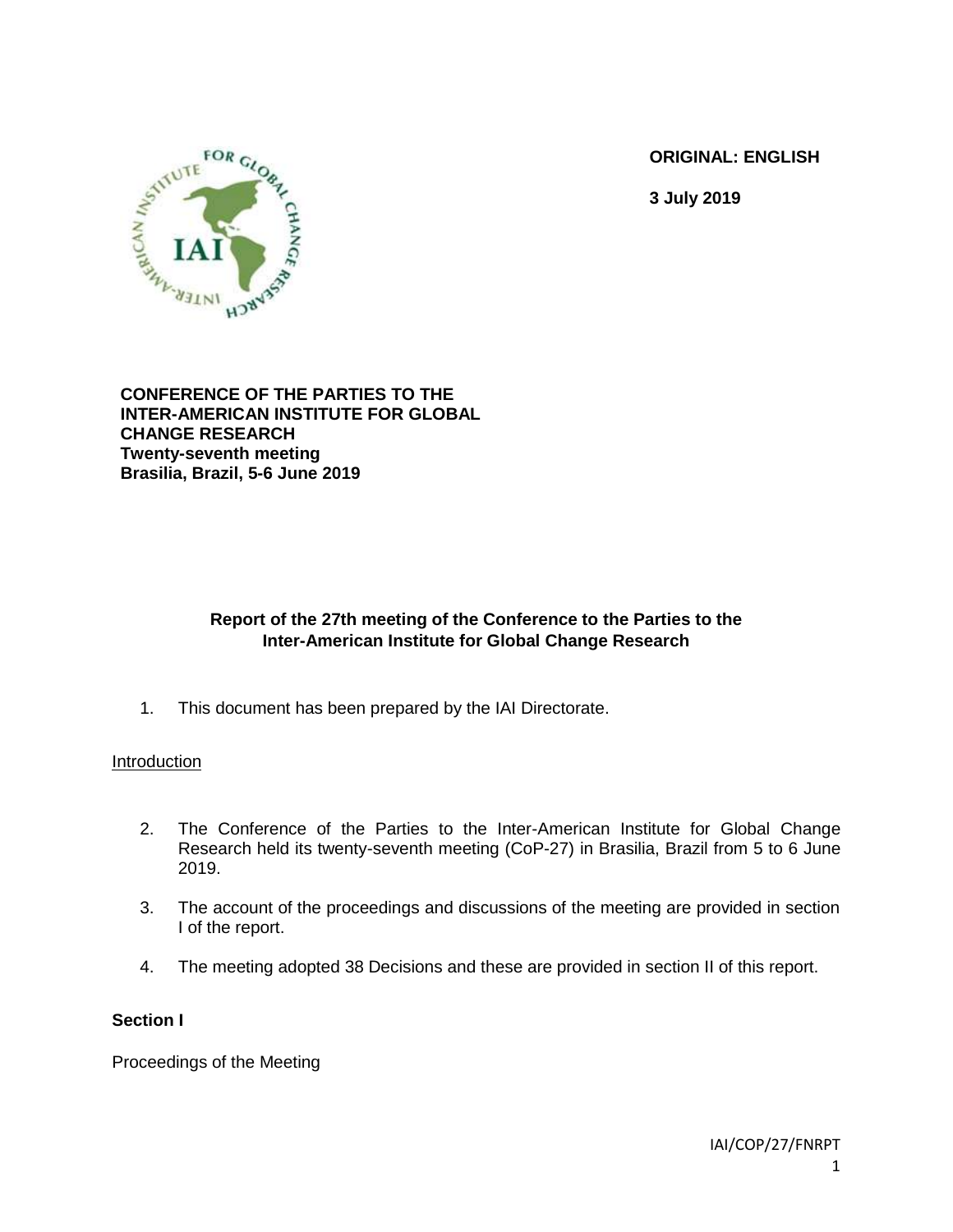**ORIGINAL: ENGLISH**

**3 July 2019**

**CONFERENCE OF THE PARTIES TO THE INTER-AMERICAN INSTITUTE FOR GLOBAL CHANGE RESEARCH**
**Twenty-seventh meeting**
**Brasilia, Brazil, 5-6 June 2019**

**Report of the 27th meeting of the Conference to the Parties to the Inter-American Institute for Global Change Research**

1. This document has been prepared by the IAI Directorate.

Introduction

2. The Conference of the Parties to the Inter-American Institute for Global Change Research held its twenty-seventh meeting (CoP-27) in Brasilia, Brazil from 5 to 6 June 2019.

3. The account of the proceedings and discussions of the meeting are provided in section I of the report.

4. The meeting adopted 38 Decisions and these are provided in section II of this report.

**Section I**

Proceedings of the Meeting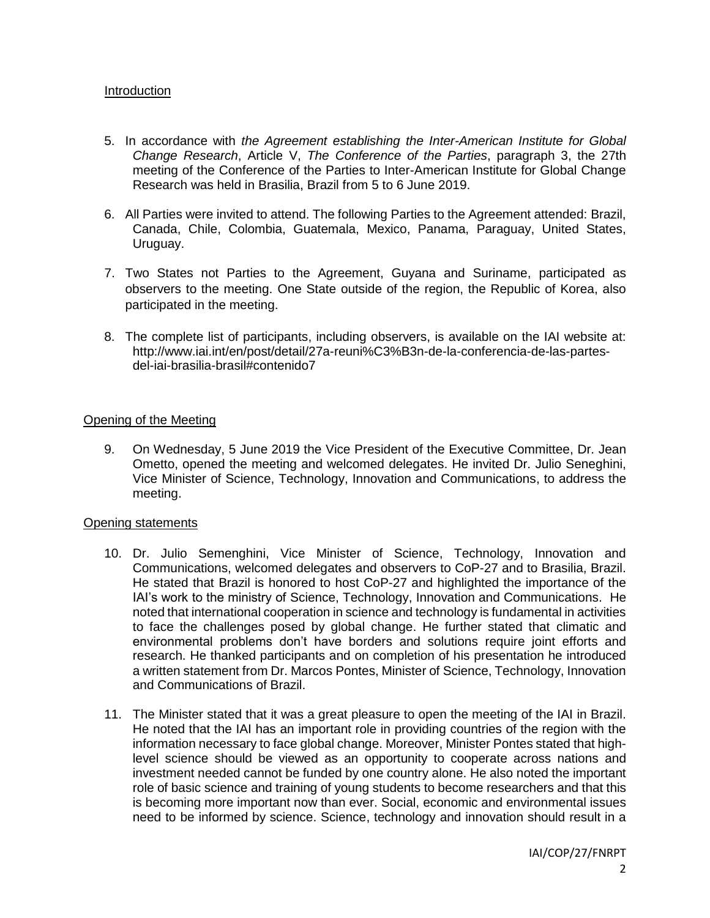## Introduction

5. In accordance with *the Agreement establishing the Inter-American Institute for Global Change Research*, Article V, *The Conference of the Parties*, paragraph 3, the 27th meeting of the Conference of the Parties to Inter-American Institute for Global Change Research was held in Brasilia, Brazil from 5 to 6 June 2019.

6. All Parties were invited to attend. The following Parties to the Agreement attended: Brazil, Canada, Chile, Colombia, Guatemala, Mexico, Panama, Paraguay, United States, Uruguay.

7. Two States not Parties to the Agreement, Guyana and Suriname, participated as observers to the meeting. One State outside of the region, the Republic of Korea, also participated in the meeting.

8. The complete list of participants, including observers, is available on the IAI website at: http://www.iai.int/en/post/detail/27a-reuni%C3%B3n-de-la-conferencia-de-las-partes-del-iai-brasilia-brasil#contenido7

## Opening of the Meeting

9. On Wednesday, 5 June 2019 the Vice President of the Executive Committee, Dr. Jean Ometto, opened the meeting and welcomed delegates. He invited Dr. Julio Seneghini, Vice Minister of Science, Technology, Innovation and Communications, to address the meeting.

## Opening statements

10. Dr. Julio Semenghini, Vice Minister of Science, Technology, Innovation and Communications, welcomed delegates and observers to CoP-27 and to Brasilia, Brazil. He stated that Brazil is honored to host CoP-27 and highlighted the importance of the IAI's work to the ministry of Science, Technology, Innovation and Communications. He noted that international cooperation in science and technology is fundamental in activities to face the challenges posed by global change. He further stated that climatic and environmental problems don't have borders and solutions require joint efforts and research. He thanked participants and on completion of his presentation he introduced a written statement from Dr. Marcos Pontes, Minister of Science, Technology, Innovation and Communications of Brazil.

11. The Minister stated that it was a great pleasure to open the meeting of the IAI in Brazil. He noted that the IAI has an important role in providing countries of the region with the information necessary to face global change. Moreover, Minister Pontes stated that high-level science should be viewed as an opportunity to cooperate across nations and investment needed cannot be funded by one country alone. He also noted the important role of basic science and training of young students to become researchers and that this is becoming more important now than ever. Social, economic and environmental issues need to be informed by science. Science, technology and innovation should result in a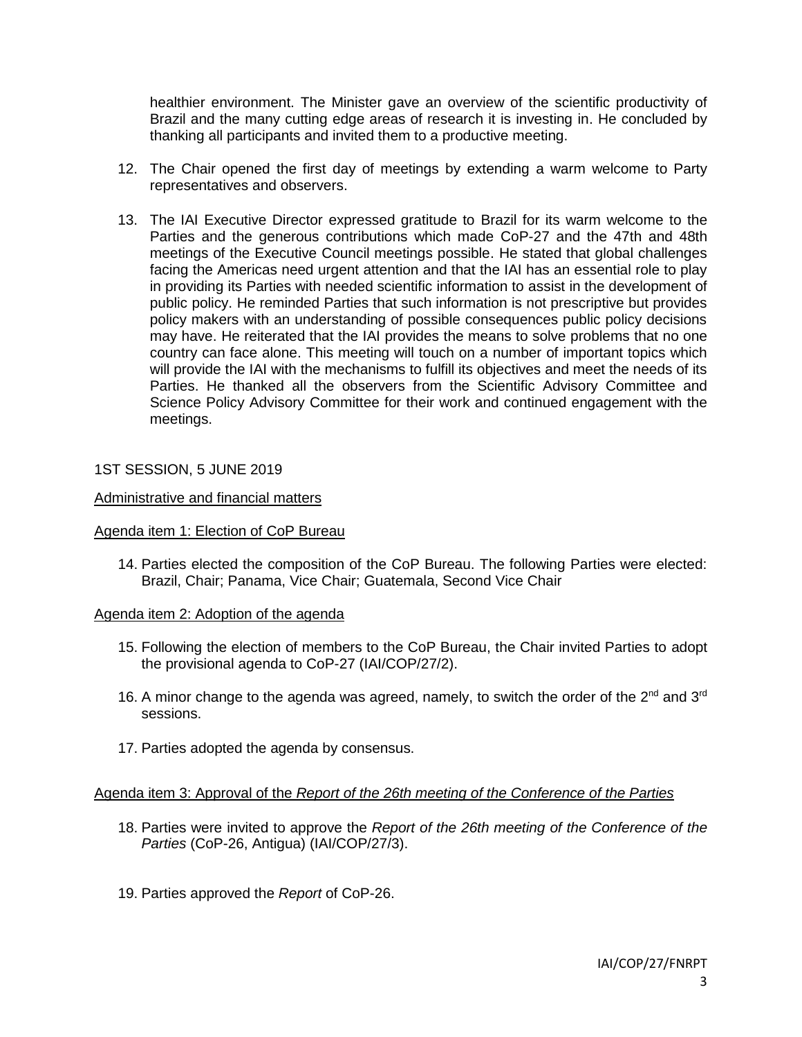healthier environment. The Minister gave an overview of the scientific productivity of Brazil and the many cutting edge areas of research it is investing in. He concluded by thanking all participants and invited them to a productive meeting.

12. The Chair opened the first day of meetings by extending a warm welcome to Party representatives and observers.

13. The IAI Executive Director expressed gratitude to Brazil for its warm welcome to the Parties and the generous contributions which made CoP-27 and the 47th and 48th meetings of the Executive Council meetings possible. He stated that global challenges facing the Americas need urgent attention and that the IAI has an essential role to play in providing its Parties with needed scientific information to assist in the development of public policy. He reminded Parties that such information is not prescriptive but provides policy makers with an understanding of possible consequences public policy decisions may have. He reiterated that the IAI provides the means to solve problems that no one country can face alone. This meeting will touch on a number of important topics which will provide the IAI with the mechanisms to fulfill its objectives and meet the needs of its Parties. He thanked all the observers from the Scientific Advisory Committee and Science Policy Advisory Committee for their work and continued engagement with the meetings.

1ST SESSION, 5 JUNE 2019

Administrative and financial matters

Agenda item 1: Election of CoP Bureau

14. Parties elected the composition of the CoP Bureau. The following Parties were elected: Brazil, Chair; Panama, Vice Chair; Guatemala, Second Vice Chair

Agenda item 2: Adoption of the agenda

15. Following the election of members to the CoP Bureau, the Chair invited Parties to adopt the provisional agenda to CoP-27 (IAI/COP/27/2).

16. A minor change to the agenda was agreed, namely, to switch the order of the 2nd and 3rd sessions.

17. Parties adopted the agenda by consensus.

Agenda item 3: Approval of the *Report of the 26th meeting of the Conference of the Parties*

18. Parties were invited to approve the *Report of the 26th meeting of the Conference of the Parties* (CoP-26, Antigua) (IAI/COP/27/3).

19. Parties approved the *Report* of CoP-26.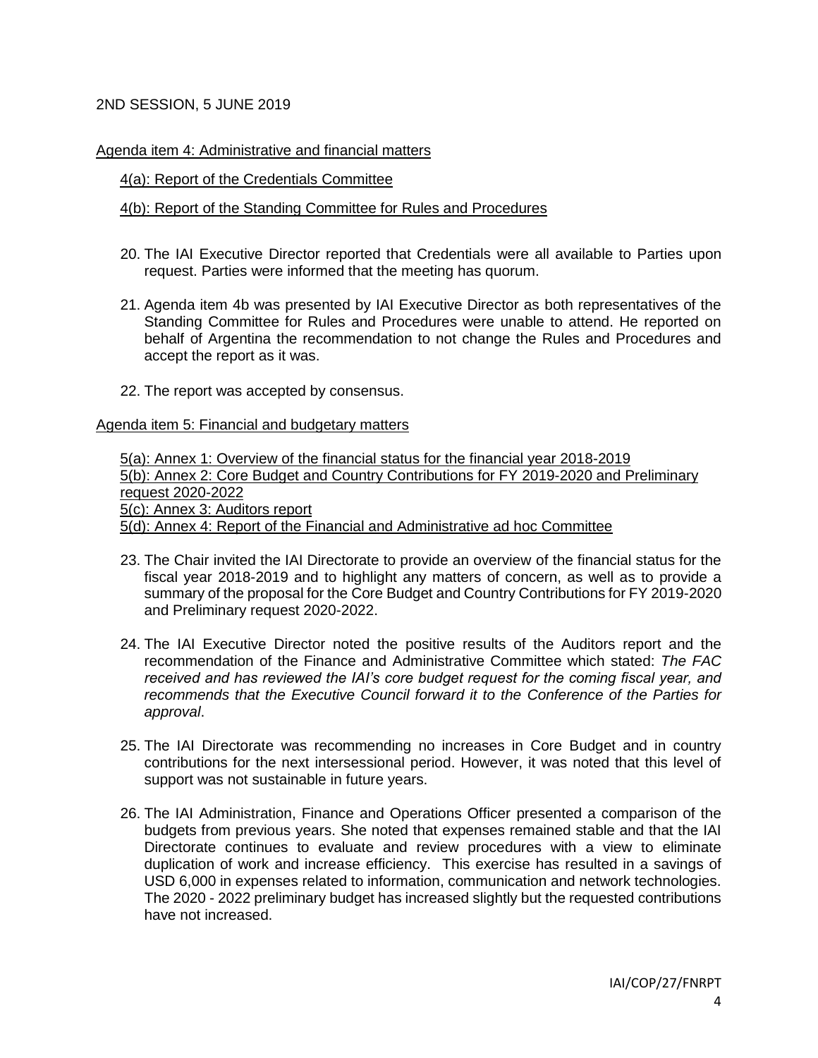2ND SESSION, 5 JUNE 2019

Agenda item 4: Administrative and financial matters

4(a): Report of the Credentials Committee

4(b): Report of the Standing Committee for Rules and Procedures

20. The IAI Executive Director reported that Credentials were all available to Parties upon request. Parties were informed that the meeting has quorum.

21. Agenda item 4b was presented by IAI Executive Director as both representatives of the Standing Committee for Rules and Procedures were unable to attend. He reported on behalf of Argentina the recommendation to not change the Rules and Procedures and accept the report as it was.

22. The report was accepted by consensus.

Agenda item 5: Financial and budgetary matters

5(a): Annex 1: Overview of the financial status for the financial year 2018-2019
5(b): Annex 2: Core Budget and Country Contributions for FY 2019-2020 and Preliminary request 2020-2022
5(c): Annex 3: Auditors report
5(d): Annex 4: Report of the Financial and Administrative ad hoc Committee

23. The Chair invited the IAI Directorate to provide an overview of the financial status for the fiscal year 2018-2019 and to highlight any matters of concern, as well as to provide a summary of the proposal for the Core Budget and Country Contributions for FY 2019-2020 and Preliminary request 2020-2022.

24. The IAI Executive Director noted the positive results of the Auditors report and the recommendation of the Finance and Administrative Committee which stated: *The FAC received and has reviewed the IAI's core budget request for the coming fiscal year, and recommends that the Executive Council forward it to the Conference of the Parties for approval*.

25. The IAI Directorate was recommending no increases in Core Budget and in country contributions for the next intersessional period. However, it was noted that this level of support was not sustainable in future years.

26. The IAI Administration, Finance and Operations Officer presented a comparison of the budgets from previous years. She noted that expenses remained stable and that the IAI Directorate continues to evaluate and review procedures with a view to eliminate duplication of work and increase efficiency. This exercise has resulted in a savings of USD 6,000 in expenses related to information, communication and network technologies. The 2020 - 2022 preliminary budget has increased slightly but the requested contributions have not increased.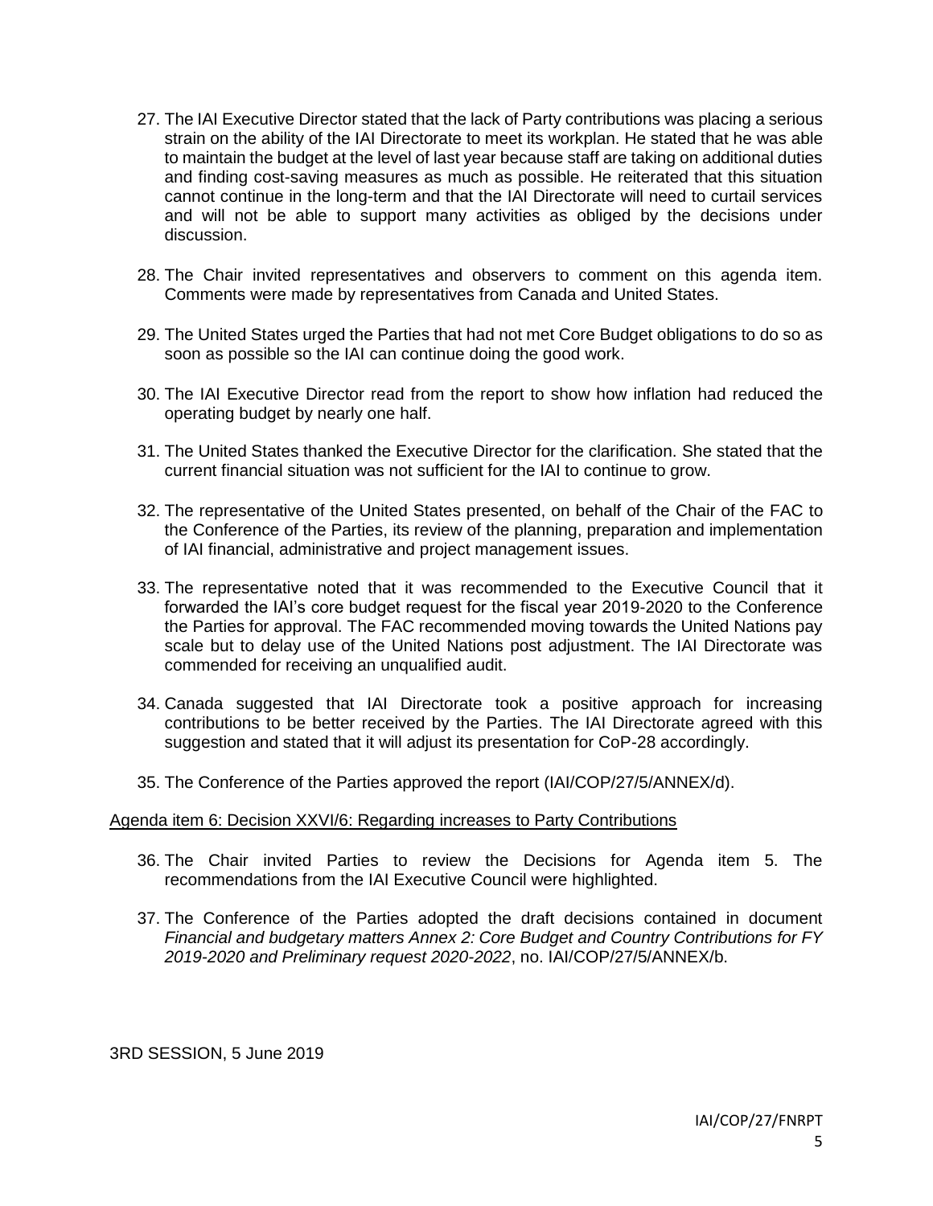27. The IAI Executive Director stated that the lack of Party contributions was placing a serious strain on the ability of the IAI Directorate to meet its workplan. He stated that he was able to maintain the budget at the level of last year because staff are taking on additional duties and finding cost-saving measures as much as possible. He reiterated that this situation cannot continue in the long-term and that the IAI Directorate will need to curtail services and will not be able to support many activities as obliged by the decisions under discussion.

28. The Chair invited representatives and observers to comment on this agenda item. Comments were made by representatives from Canada and United States.

29. The United States urged the Parties that had not met Core Budget obligations to do so as soon as possible so the IAI can continue doing the good work.

30. The IAI Executive Director read from the report to show how inflation had reduced the operating budget by nearly one half.

31. The United States thanked the Executive Director for the clarification. She stated that the current financial situation was not sufficient for the IAI to continue to grow.

32. The representative of the United States presented, on behalf of the Chair of the FAC to the Conference of the Parties, its review of the planning, preparation and implementation of IAI financial, administrative and project management issues.

33. The representative noted that it was recommended to the Executive Council that it forwarded the IAI's core budget request for the fiscal year 2019-2020 to the Conference the Parties for approval. The FAC recommended moving towards the United Nations pay scale but to delay use of the United Nations post adjustment. The IAI Directorate was commended for receiving an unqualified audit.

34. Canada suggested that IAI Directorate took a positive approach for increasing contributions to be better received by the Parties. The IAI Directorate agreed with this suggestion and stated that it will adjust its presentation for CoP-28 accordingly.

35. The Conference of the Parties approved the report (IAI/COP/27/5/ANNEX/d).

Agenda item 6: Decision XXVI/6: Regarding increases to Party Contributions

36. The Chair invited Parties to review the Decisions for Agenda item 5. The recommendations from the IAI Executive Council were highlighted.

37. The Conference of the Parties adopted the draft decisions contained in document *Financial and budgetary matters Annex 2: Core Budget and Country Contributions for FY 2019-2020 and Preliminary request 2020-2022*, no. IAI/COP/27/5/ANNEX/b.

3RD SESSION, 5 June 2019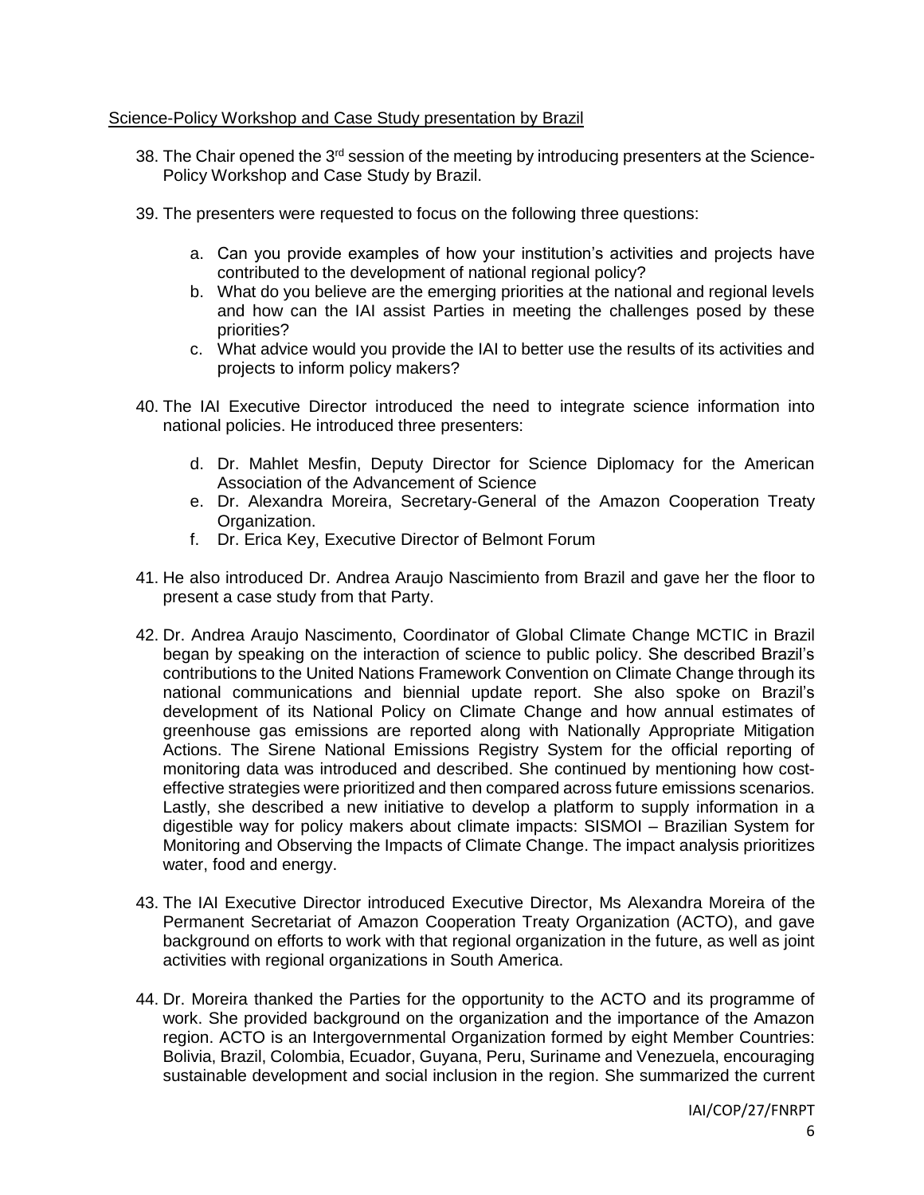Science-Policy Workshop and Case Study presentation by Brazil

38. The Chair opened the 3rd session of the meeting by introducing presenters at the Science-Policy Workshop and Case Study by Brazil.

39. The presenters were requested to focus on the following three questions:

    a. Can you provide examples of how your institution's activities and projects have contributed to the development of national regional policy?
    b. What do you believe are the emerging priorities at the national and regional levels and how can the IAI assist Parties in meeting the challenges posed by these priorities?
    c. What advice would you provide the IAI to better use the results of its activities and projects to inform policy makers?

40. The IAI Executive Director introduced the need to integrate science information into national policies. He introduced three presenters:

    d. Dr. Mahlet Mesfin, Deputy Director for Science Diplomacy for the American Association of the Advancement of Science
    e. Dr. Alexandra Moreira, Secretary-General of the Amazon Cooperation Treaty Organization.
    f. Dr. Erica Key, Executive Director of Belmont Forum

41. He also introduced Dr. Andrea Araujo Nascimiento from Brazil and gave her the floor to present a case study from that Party.

42. Dr. Andrea Araujo Nascimento, Coordinator of Global Climate Change MCTIC in Brazil began by speaking on the interaction of science to public policy. She described Brazil's contributions to the United Nations Framework Convention on Climate Change through its national communications and biennial update report. She also spoke on Brazil's development of its National Policy on Climate Change and how annual estimates of greenhouse gas emissions are reported along with Nationally Appropriate Mitigation Actions. The Sirene National Emissions Registry System for the official reporting of monitoring data was introduced and described. She continued by mentioning how cost-effective strategies were prioritized and then compared across future emissions scenarios. Lastly, she described a new initiative to develop a platform to supply information in a digestible way for policy makers about climate impacts: SISMOI – Brazilian System for Monitoring and Observing the Impacts of Climate Change. The impact analysis prioritizes water, food and energy.

43. The IAI Executive Director introduced Executive Director, Ms Alexandra Moreira of the Permanent Secretariat of Amazon Cooperation Treaty Organization (ACTO), and gave background on efforts to work with that regional organization in the future, as well as joint activities with regional organizations in South America.

44. Dr. Moreira thanked the Parties for the opportunity to the ACTO and its programme of work. She provided background on the organization and the importance of the Amazon region. ACTO is an Intergovernmental Organization formed by eight Member Countries: Bolivia, Brazil, Colombia, Ecuador, Guyana, Peru, Suriname and Venezuela, encouraging sustainable development and social inclusion in the region. She summarized the current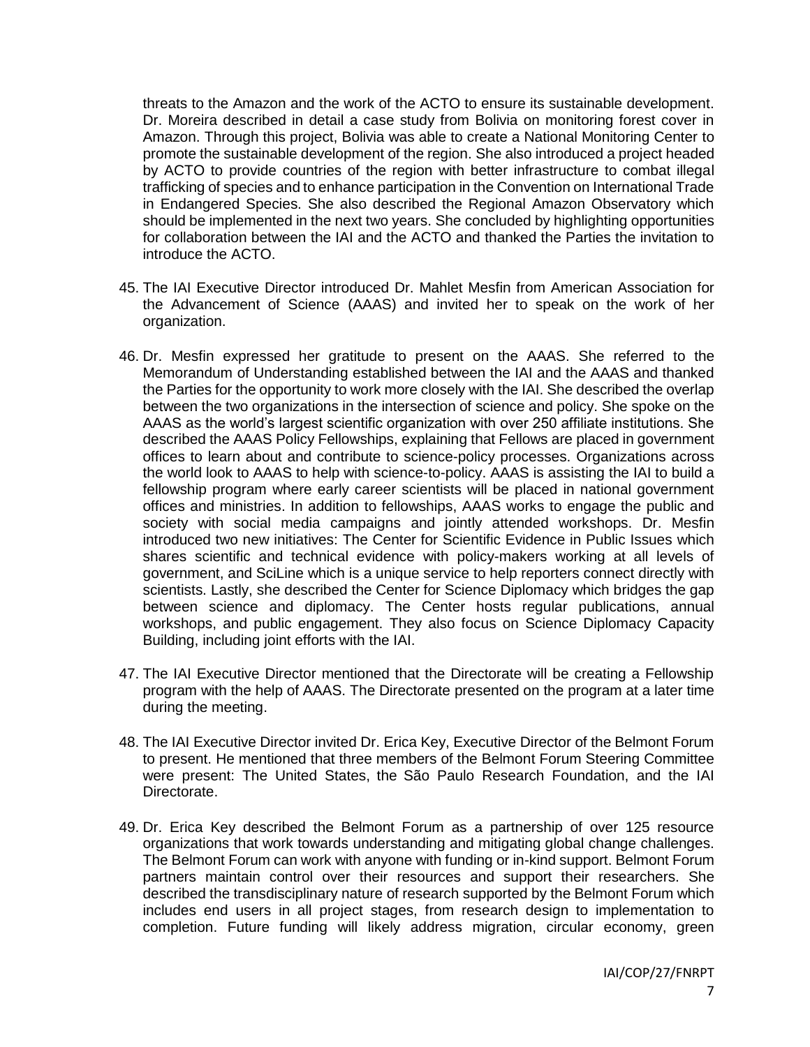threats to the Amazon and the work of the ACTO to ensure its sustainable development. Dr. Moreira described in detail a case study from Bolivia on monitoring forest cover in Amazon. Through this project, Bolivia was able to create a National Monitoring Center to promote the sustainable development of the region. She also introduced a project headed by ACTO to provide countries of the region with better infrastructure to combat illegal trafficking of species and to enhance participation in the Convention on International Trade in Endangered Species. She also described the Regional Amazon Observatory which should be implemented in the next two years. She concluded by highlighting opportunities for collaboration between the IAI and the ACTO and thanked the Parties the invitation to introduce the ACTO.

45. The IAI Executive Director introduced Dr. Mahlet Mesfin from American Association for the Advancement of Science (AAAS) and invited her to speak on the work of her organization.

46. Dr. Mesfin expressed her gratitude to present on the AAAS. She referred to the Memorandum of Understanding established between the IAI and the AAAS and thanked the Parties for the opportunity to work more closely with the IAI. She described the overlap between the two organizations in the intersection of science and policy. She spoke on the AAAS as the world's largest scientific organization with over 250 affiliate institutions. She described the AAAS Policy Fellowships, explaining that Fellows are placed in government offices to learn about and contribute to science-policy processes. Organizations across the world look to AAAS to help with science-to-policy. AAAS is assisting the IAI to build a fellowship program where early career scientists will be placed in national government offices and ministries. In addition to fellowships, AAAS works to engage the public and society with social media campaigns and jointly attended workshops. Dr. Mesfin introduced two new initiatives: The Center for Scientific Evidence in Public Issues which shares scientific and technical evidence with policy-makers working at all levels of government, and SciLine which is a unique service to help reporters connect directly with scientists. Lastly, she described the Center for Science Diplomacy which bridges the gap between science and diplomacy. The Center hosts regular publications, annual workshops, and public engagement. They also focus on Science Diplomacy Capacity Building, including joint efforts with the IAI.

47. The IAI Executive Director mentioned that the Directorate will be creating a Fellowship program with the help of AAAS. The Directorate presented on the program at a later time during the meeting.

48. The IAI Executive Director invited Dr. Erica Key, Executive Director of the Belmont Forum to present. He mentioned that three members of the Belmont Forum Steering Committee were present: The United States, the São Paulo Research Foundation, and the IAI Directorate.

49. Dr. Erica Key described the Belmont Forum as a partnership of over 125 resource organizations that work towards understanding and mitigating global change challenges. The Belmont Forum can work with anyone with funding or in-kind support. Belmont Forum partners maintain control over their resources and support their researchers. She described the transdisciplinary nature of research supported by the Belmont Forum which includes end users in all project stages, from research design to implementation to completion. Future funding will likely address migration, circular economy, green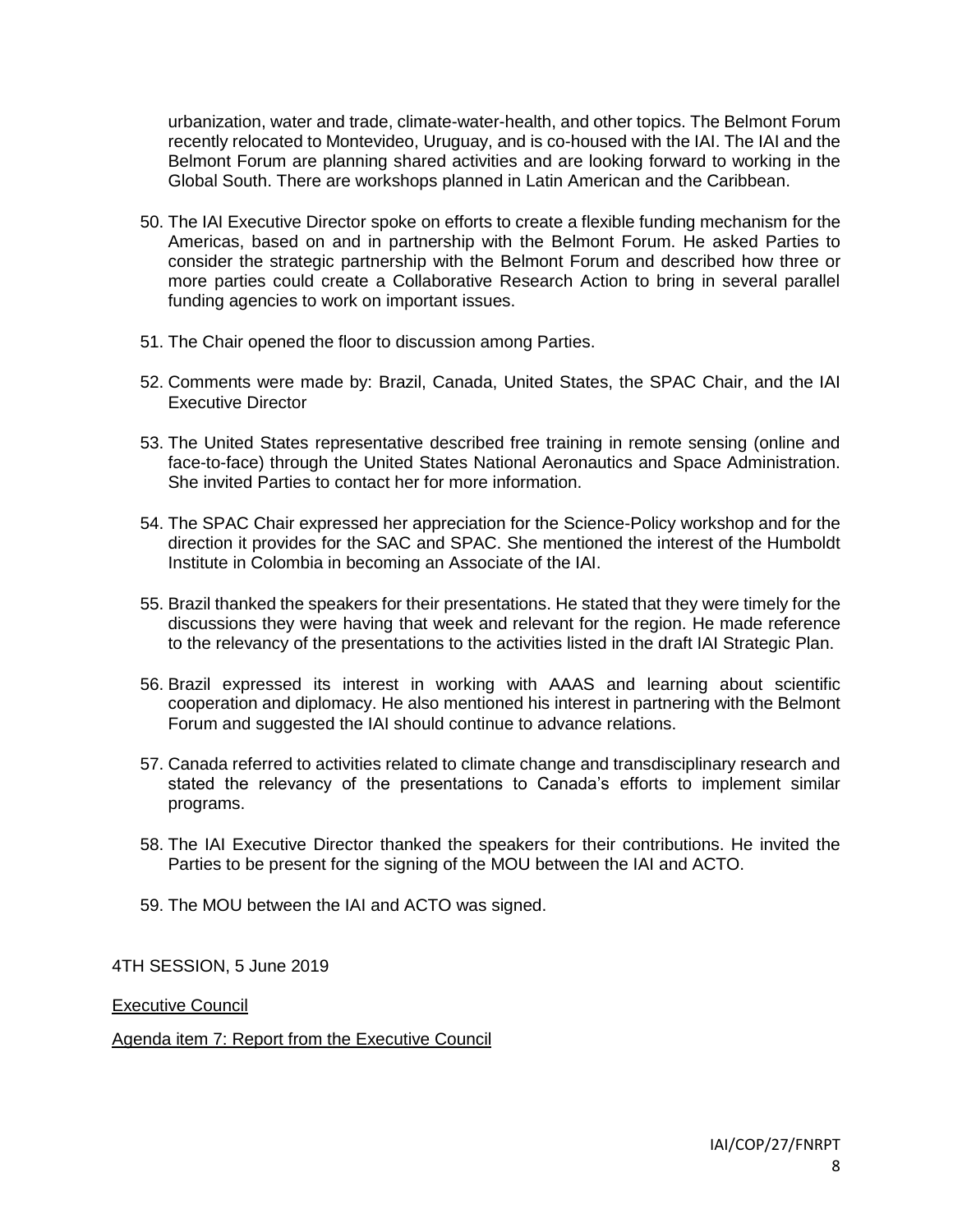urbanization, water and trade, climate-water-health, and other topics. The Belmont Forum recently relocated to Montevideo, Uruguay, and is co-housed with the IAI. The IAI and the Belmont Forum are planning shared activities and are looking forward to working in the Global South. There are workshops planned in Latin American and the Caribbean.

50. The IAI Executive Director spoke on efforts to create a flexible funding mechanism for the Americas, based on and in partnership with the Belmont Forum. He asked Parties to consider the strategic partnership with the Belmont Forum and described how three or more parties could create a Collaborative Research Action to bring in several parallel funding agencies to work on important issues.

51. The Chair opened the floor to discussion among Parties.

52. Comments were made by: Brazil, Canada, United States, the SPAC Chair, and the IAI Executive Director

53. The United States representative described free training in remote sensing (online and face-to-face) through the United States National Aeronautics and Space Administration. She invited Parties to contact her for more information.

54. The SPAC Chair expressed her appreciation for the Science-Policy workshop and for the direction it provides for the SAC and SPAC. She mentioned the interest of the Humboldt Institute in Colombia in becoming an Associate of the IAI.

55. Brazil thanked the speakers for their presentations. He stated that they were timely for the discussions they were having that week and relevant for the region. He made reference to the relevancy of the presentations to the activities listed in the draft IAI Strategic Plan.

56. Brazil expressed its interest in working with AAAS and learning about scientific cooperation and diplomacy. He also mentioned his interest in partnering with the Belmont Forum and suggested the IAI should continue to advance relations.

57. Canada referred to activities related to climate change and transdisciplinary research and stated the relevancy of the presentations to Canada's efforts to implement similar programs.

58. The IAI Executive Director thanked the speakers for their contributions. He invited the Parties to be present for the signing of the MOU between the IAI and ACTO.

59. The MOU between the IAI and ACTO was signed.

4TH SESSION, 5 June 2019

Executive Council

Agenda item 7: Report from the Executive Council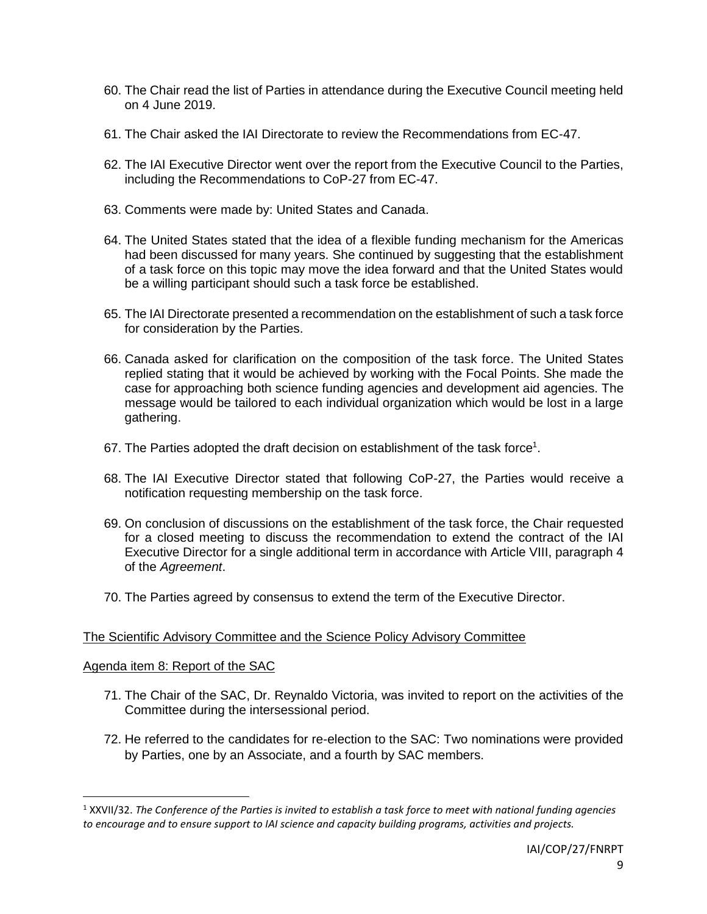60. The Chair read the list of Parties in attendance during the Executive Council meeting held on 4 June 2019.

61. The Chair asked the IAI Directorate to review the Recommendations from EC-47.

62. The IAI Executive Director went over the report from the Executive Council to the Parties, including the Recommendations to CoP-27 from EC-47.

63. Comments were made by: United States and Canada.

64. The United States stated that the idea of a flexible funding mechanism for the Americas had been discussed for many years. She continued by suggesting that the establishment of a task force on this topic may move the idea forward and that the United States would be a willing participant should such a task force be established.

65. The IAI Directorate presented a recommendation on the establishment of such a task force for consideration by the Parties.

66. Canada asked for clarification on the composition of the task force. The United States replied stating that it would be achieved by working with the Focal Points. She made the case for approaching both science funding agencies and development aid agencies. The message would be tailored to each individual organization which would be lost in a large gathering.

67. The Parties adopted the draft decision on establishment of the task force[1].

68. The IAI Executive Director stated that following CoP-27, the Parties would receive a notification requesting membership on the task force.

69. On conclusion of discussions on the establishment of the task force, the Chair requested for a closed meeting to discuss the recommendation to extend the contract of the IAI Executive Director for a single additional term in accordance with Article VIII, paragraph 4 of the *Agreement*.

70. The Parties agreed by consensus to extend the term of the Executive Director.

<u>The Scientific Advisory Committee and the Science Policy Advisory Committee</u>

<u>Agenda item 8: Report of the SAC</u>

71. The Chair of the SAC, Dr. Reynaldo Victoria, was invited to report on the activities of the Committee during the intersessional period.

72. He referred to the candidates for re-election to the SAC: Two nominations were provided by Parties, one by an Associate, and a fourth by SAC members.

---

[1] XXVII/32. *The Conference of the Parties is invited to establish a task force to meet with national funding agencies to encourage and to ensure support to IAI science and capacity building programs, activities and projects.*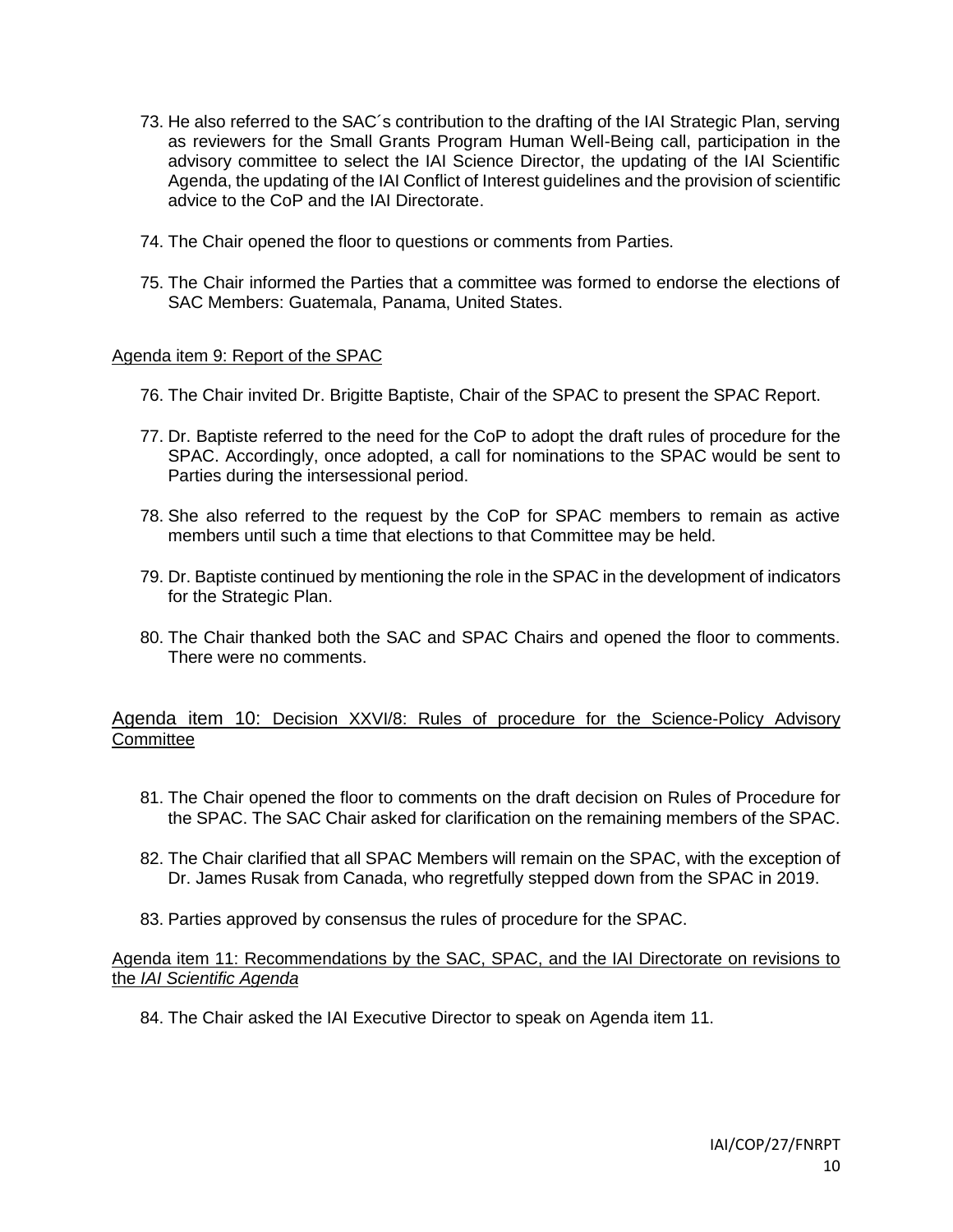73. He also referred to the SAC´s contribution to the drafting of the IAI Strategic Plan, serving as reviewers for the Small Grants Program Human Well-Being call, participation in the advisory committee to select the IAI Science Director, the updating of the IAI Scientific Agenda, the updating of the IAI Conflict of Interest guidelines and the provision of scientific advice to the CoP and the IAI Directorate.

74. The Chair opened the floor to questions or comments from Parties.

75. The Chair informed the Parties that a committee was formed to endorse the elections of SAC Members: Guatemala, Panama, United States.

Agenda item 9: Report of the SPAC

76. The Chair invited Dr. Brigitte Baptiste, Chair of the SPAC to present the SPAC Report.

77. Dr. Baptiste referred to the need for the CoP to adopt the draft rules of procedure for the SPAC. Accordingly, once adopted, a call for nominations to the SPAC would be sent to Parties during the intersessional period.

78. She also referred to the request by the CoP for SPAC members to remain as active members until such a time that elections to that Committee may be held.

79. Dr. Baptiste continued by mentioning the role in the SPAC in the development of indicators for the Strategic Plan.

80. The Chair thanked both the SAC and SPAC Chairs and opened the floor to comments. There were no comments.

Agenda item 10: Decision XXVI/8: Rules of procedure for the Science-Policy Advisory Committee

81. The Chair opened the floor to comments on the draft decision on Rules of Procedure for the SPAC. The SAC Chair asked for clarification on the remaining members of the SPAC.

82. The Chair clarified that all SPAC Members will remain on the SPAC, with the exception of Dr. James Rusak from Canada, who regretfully stepped down from the SPAC in 2019.

83. Parties approved by consensus the rules of procedure for the SPAC.

Agenda item 11: Recommendations by the SAC, SPAC, and the IAI Directorate on revisions to the *IAI Scientific Agenda*

84. The Chair asked the IAI Executive Director to speak on Agenda item 11.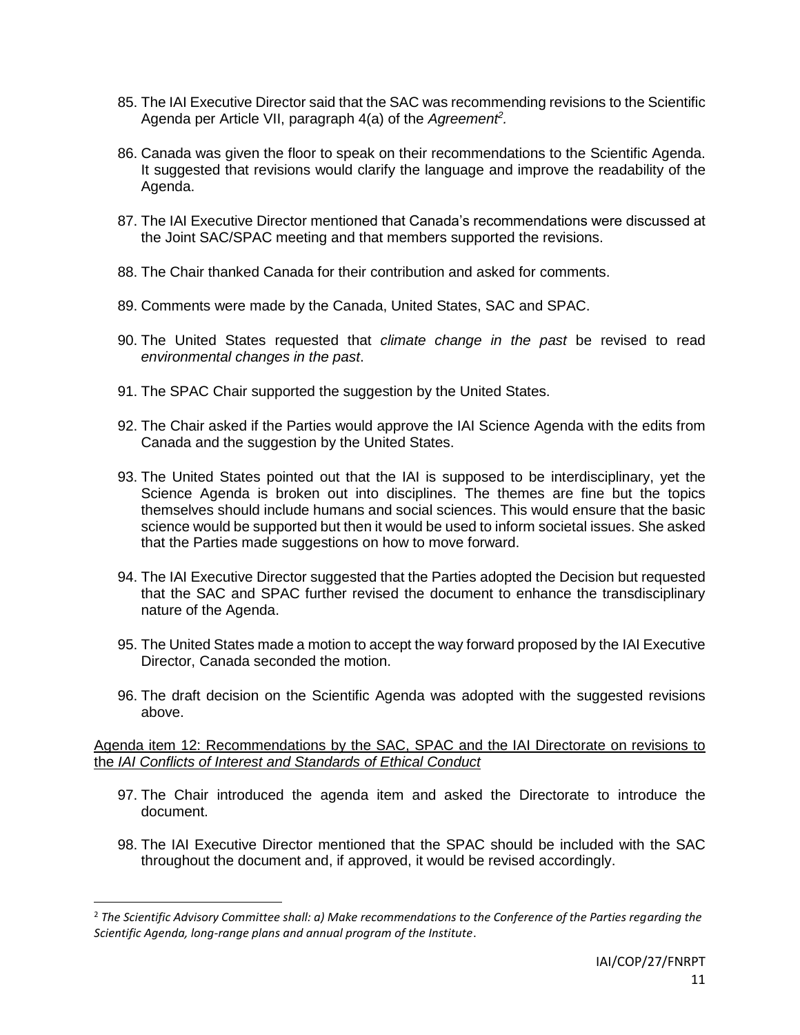85. The IAI Executive Director said that the SAC was recommending revisions to the Scientific Agenda per Article VII, paragraph 4(a) of the *Agreement*[2].

86. Canada was given the floor to speak on their recommendations to the Scientific Agenda. It suggested that revisions would clarify the language and improve the readability of the Agenda.

87. The IAI Executive Director mentioned that Canada's recommendations were discussed at the Joint SAC/SPAC meeting and that members supported the revisions.

88. The Chair thanked Canada for their contribution and asked for comments.

89. Comments were made by the Canada, United States, SAC and SPAC.

90. The United States requested that *climate change in the past* be revised to read *environmental changes in the past*.

91. The SPAC Chair supported the suggestion by the United States.

92. The Chair asked if the Parties would approve the IAI Science Agenda with the edits from Canada and the suggestion by the United States.

93. The United States pointed out that the IAI is supposed to be interdisciplinary, yet the Science Agenda is broken out into disciplines. The themes are fine but the topics themselves should include humans and social sciences. This would ensure that the basic science would be supported but then it would be used to inform societal issues. She asked that the Parties made suggestions on how to move forward.

94. The IAI Executive Director suggested that the Parties adopted the Decision but requested that the SAC and SPAC further revised the document to enhance the transdisciplinary nature of the Agenda.

95. The United States made a motion to accept the way forward proposed by the IAI Executive Director, Canada seconded the motion.

96. The draft decision on the Scientific Agenda was adopted with the suggested revisions above.

<u>Agenda item 12: Recommendations by the SAC, SPAC and the IAI Directorate on revisions to the *IAI Conflicts of Interest and Standards of Ethical Conduct*</u>

97. The Chair introduced the agenda item and asked the Directorate to introduce the document.

98. The IAI Executive Director mentioned that the SPAC should be included with the SAC throughout the document and, if approved, it would be revised accordingly.

---

[2] *The Scientific Advisory Committee shall: a) Make recommendations to the Conference of the Parties regarding the Scientific Agenda, long-range plans and annual program of the Institute*.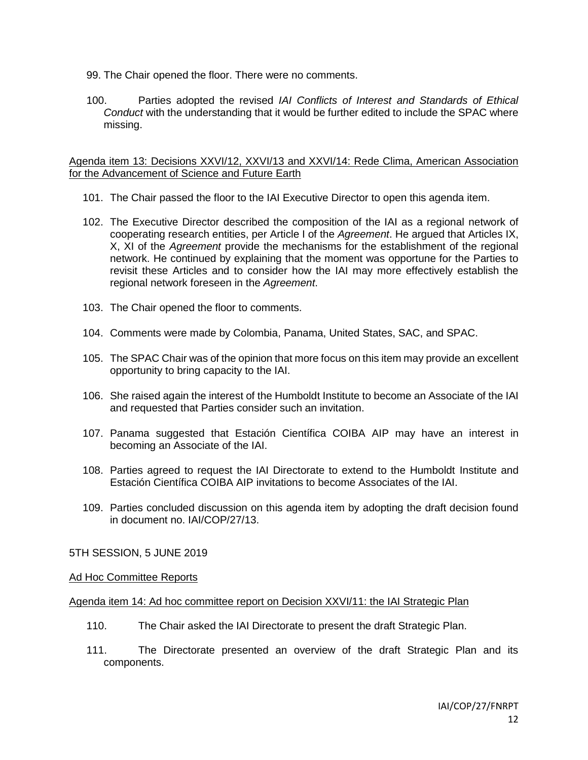99. The Chair opened the floor. There were no comments.

100. Parties adopted the revised *IAI Conflicts of Interest and Standards of Ethical Conduct* with the understanding that it would be further edited to include the SPAC where missing.

Agenda item 13: Decisions XXVI/12, XXVI/13 and XXVI/14: Rede Clima, American Association for the Advancement of Science and Future Earth

101. The Chair passed the floor to the IAI Executive Director to open this agenda item.

102. The Executive Director described the composition of the IAI as a regional network of cooperating research entities, per Article I of the *Agreement*. He argued that Articles IX, X, XI of the *Agreement* provide the mechanisms for the establishment of the regional network. He continued by explaining that the moment was opportune for the Parties to revisit these Articles and to consider how the IAI may more effectively establish the regional network foreseen in the *Agreement*.

103. The Chair opened the floor to comments.

104. Comments were made by Colombia, Panama, United States, SAC, and SPAC.

105. The SPAC Chair was of the opinion that more focus on this item may provide an excellent opportunity to bring capacity to the IAI.

106. She raised again the interest of the Humboldt Institute to become an Associate of the IAI and requested that Parties consider such an invitation.

107. Panama suggested that Estación Científica COIBA AIP may have an interest in becoming an Associate of the IAI.

108. Parties agreed to request the IAI Directorate to extend to the Humboldt Institute and Estación Científica COIBA AIP invitations to become Associates of the IAI.

109. Parties concluded discussion on this agenda item by adopting the draft decision found in document no. IAI/COP/27/13.

5TH SESSION, 5 JUNE 2019

Ad Hoc Committee Reports

Agenda item 14: Ad hoc committee report on Decision XXVI/11: the IAI Strategic Plan

110. The Chair asked the IAI Directorate to present the draft Strategic Plan.

111. The Directorate presented an overview of the draft Strategic Plan and its components.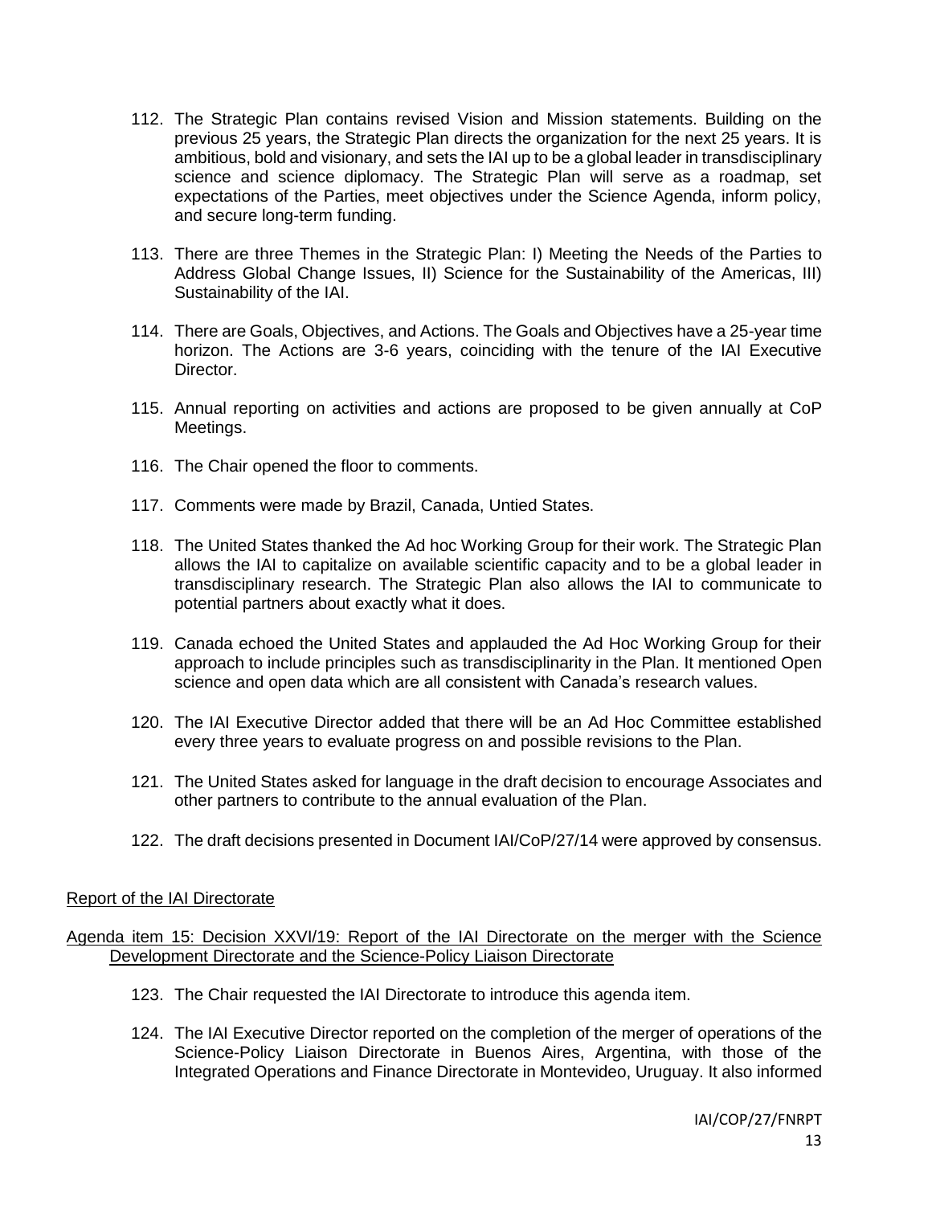112. The Strategic Plan contains revised Vision and Mission statements. Building on the previous 25 years, the Strategic Plan directs the organization for the next 25 years. It is ambitious, bold and visionary, and sets the IAI up to be a global leader in transdisciplinary science and science diplomacy. The Strategic Plan will serve as a roadmap, set expectations of the Parties, meet objectives under the Science Agenda, inform policy, and secure long-term funding.

113. There are three Themes in the Strategic Plan: I) Meeting the Needs of the Parties to Address Global Change Issues, II) Science for the Sustainability of the Americas, III) Sustainability of the IAI.

114. There are Goals, Objectives, and Actions. The Goals and Objectives have a 25-year time horizon. The Actions are 3-6 years, coinciding with the tenure of the IAI Executive Director.

115. Annual reporting on activities and actions are proposed to be given annually at CoP Meetings.

116. The Chair opened the floor to comments.

117. Comments were made by Brazil, Canada, Untied States.

118. The United States thanked the Ad hoc Working Group for their work. The Strategic Plan allows the IAI to capitalize on available scientific capacity and to be a global leader in transdisciplinary research. The Strategic Plan also allows the IAI to communicate to potential partners about exactly what it does.

119. Canada echoed the United States and applauded the Ad Hoc Working Group for their approach to include principles such as transdisciplinarity in the Plan. It mentioned Open science and open data which are all consistent with Canada's research values.

120. The IAI Executive Director added that there will be an Ad Hoc Committee established every three years to evaluate progress on and possible revisions to the Plan.

121. The United States asked for language in the draft decision to encourage Associates and other partners to contribute to the annual evaluation of the Plan.

122. The draft decisions presented in Document IAI/CoP/27/14 were approved by consensus.

## Report of the IAI Directorate

### Agenda item 15: Decision XXVI/19: Report of the IAI Directorate on the merger with the Science Development Directorate and the Science-Policy Liaison Directorate

123. The Chair requested the IAI Directorate to introduce this agenda item.

124. The IAI Executive Director reported on the completion of the merger of operations of the Science-Policy Liaison Directorate in Buenos Aires, Argentina, with those of the Integrated Operations and Finance Directorate in Montevideo, Uruguay. It also informed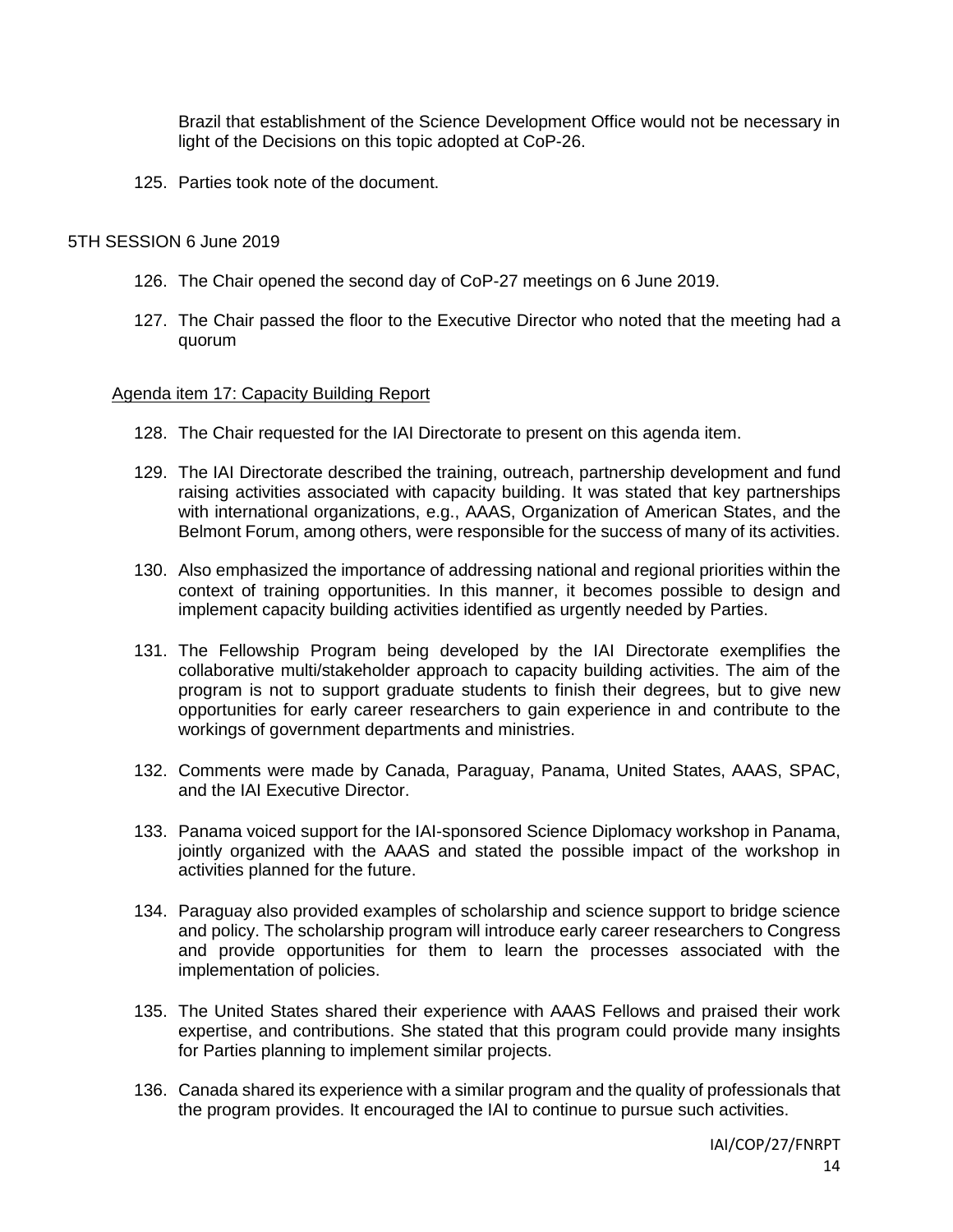Brazil that establishment of the Science Development Office would not be necessary in light of the Decisions on this topic adopted at CoP-26.

125. Parties took note of the document.

5TH SESSION 6 June 2019

126. The Chair opened the second day of CoP-27 meetings on 6 June 2019.

127. The Chair passed the floor to the Executive Director who noted that the meeting had a quorum

Agenda item 17: Capacity Building Report

128. The Chair requested for the IAI Directorate to present on this agenda item.

129. The IAI Directorate described the training, outreach, partnership development and fund raising activities associated with capacity building. It was stated that key partnerships with international organizations, e.g., AAAS, Organization of American States, and the Belmont Forum, among others, were responsible for the success of many of its activities.

130. Also emphasized the importance of addressing national and regional priorities within the context of training opportunities. In this manner, it becomes possible to design and implement capacity building activities identified as urgently needed by Parties.

131. The Fellowship Program being developed by the IAI Directorate exemplifies the collaborative multi/stakeholder approach to capacity building activities. The aim of the program is not to support graduate students to finish their degrees, but to give new opportunities for early career researchers to gain experience in and contribute to the workings of government departments and ministries.

132. Comments were made by Canada, Paraguay, Panama, United States, AAAS, SPAC, and the IAI Executive Director.

133. Panama voiced support for the IAI-sponsored Science Diplomacy workshop in Panama, jointly organized with the AAAS and stated the possible impact of the workshop in activities planned for the future.

134. Paraguay also provided examples of scholarship and science support to bridge science and policy. The scholarship program will introduce early career researchers to Congress and provide opportunities for them to learn the processes associated with the implementation of policies.

135. The United States shared their experience with AAAS Fellows and praised their work expertise, and contributions. She stated that this program could provide many insights for Parties planning to implement similar projects.

136. Canada shared its experience with a similar program and the quality of professionals that the program provides. It encouraged the IAI to continue to pursue such activities.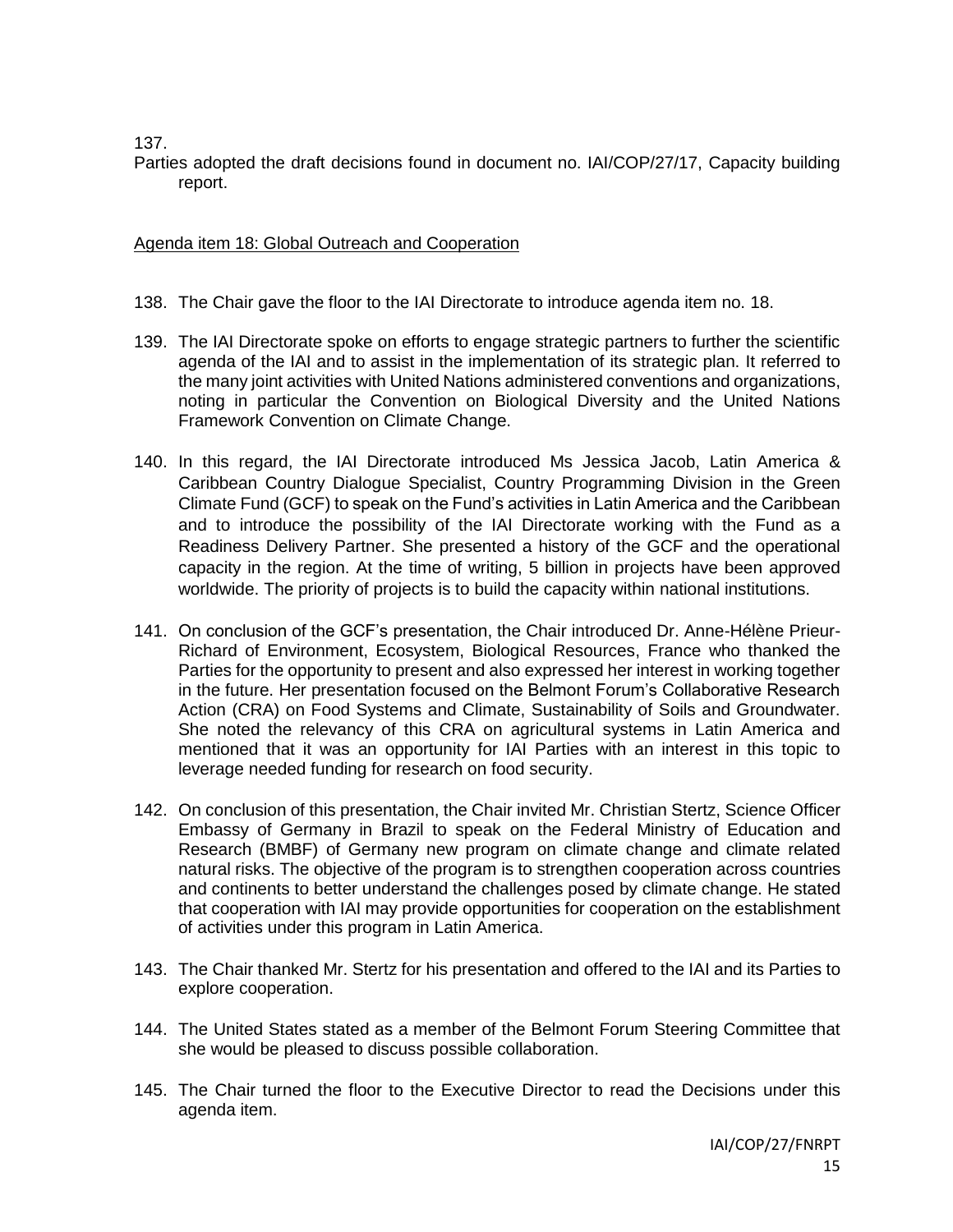137. Parties adopted the draft decisions found in document no. IAI/COP/27/17, Capacity building report.

Agenda item 18: Global Outreach and Cooperation

138. The Chair gave the floor to the IAI Directorate to introduce agenda item no. 18.

139. The IAI Directorate spoke on efforts to engage strategic partners to further the scientific agenda of the IAI and to assist in the implementation of its strategic plan. It referred to the many joint activities with United Nations administered conventions and organizations, noting in particular the Convention on Biological Diversity and the United Nations Framework Convention on Climate Change.

140. In this regard, the IAI Directorate introduced Ms Jessica Jacob, Latin America & Caribbean Country Dialogue Specialist, Country Programming Division in the Green Climate Fund (GCF) to speak on the Fund's activities in Latin America and the Caribbean and to introduce the possibility of the IAI Directorate working with the Fund as a Readiness Delivery Partner. She presented a history of the GCF and the operational capacity in the region. At the time of writing, 5 billion in projects have been approved worldwide. The priority of projects is to build the capacity within national institutions.

141. On conclusion of the GCF's presentation, the Chair introduced Dr. Anne-Hélène Prieur-Richard of Environment, Ecosystem, Biological Resources, France who thanked the Parties for the opportunity to present and also expressed her interest in working together in the future. Her presentation focused on the Belmont Forum's Collaborative Research Action (CRA) on Food Systems and Climate, Sustainability of Soils and Groundwater. She noted the relevancy of this CRA on agricultural systems in Latin America and mentioned that it was an opportunity for IAI Parties with an interest in this topic to leverage needed funding for research on food security.

142. On conclusion of this presentation, the Chair invited Mr. Christian Stertz, Science Officer Embassy of Germany in Brazil to speak on the Federal Ministry of Education and Research (BMBF) of Germany new program on climate change and climate related natural risks. The objective of the program is to strengthen cooperation across countries and continents to better understand the challenges posed by climate change. He stated that cooperation with IAI may provide opportunities for cooperation on the establishment of activities under this program in Latin America.

143. The Chair thanked Mr. Stertz for his presentation and offered to the IAI and its Parties to explore cooperation.

144. The United States stated as a member of the Belmont Forum Steering Committee that she would be pleased to discuss possible collaboration.

145. The Chair turned the floor to the Executive Director to read the Decisions under this agenda item.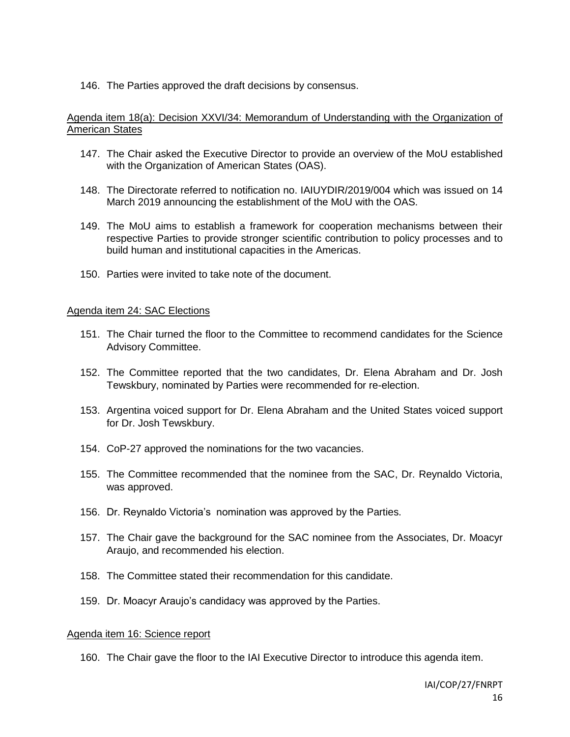146. The Parties approved the draft decisions by consensus.

Agenda item 18(a): Decision XXVI/34: Memorandum of Understanding with the Organization of American States

147. The Chair asked the Executive Director to provide an overview of the MoU established with the Organization of American States (OAS).

148. The Directorate referred to notification no. IAIUYDIR/2019/004 which was issued on 14 March 2019 announcing the establishment of the MoU with the OAS.

149. The MoU aims to establish a framework for cooperation mechanisms between their respective Parties to provide stronger scientific contribution to policy processes and to build human and institutional capacities in the Americas.

150. Parties were invited to take note of the document.

Agenda item 24: SAC Elections

151. The Chair turned the floor to the Committee to recommend candidates for the Science Advisory Committee.

152. The Committee reported that the two candidates, Dr. Elena Abraham and Dr. Josh Tewskbury, nominated by Parties were recommended for re-election.

153. Argentina voiced support for Dr. Elena Abraham and the United States voiced support for Dr. Josh Tewskbury.

154. CoP-27 approved the nominations for the two vacancies.

155. The Committee recommended that the nominee from the SAC, Dr. Reynaldo Victoria, was approved.

156. Dr. Reynaldo Victoria's nomination was approved by the Parties.

157. The Chair gave the background for the SAC nominee from the Associates, Dr. Moacyr Araujo, and recommended his election.

158. The Committee stated their recommendation for this candidate.

159. Dr. Moacyr Araujo's candidacy was approved by the Parties.

Agenda item 16: Science report

160. The Chair gave the floor to the IAI Executive Director to introduce this agenda item.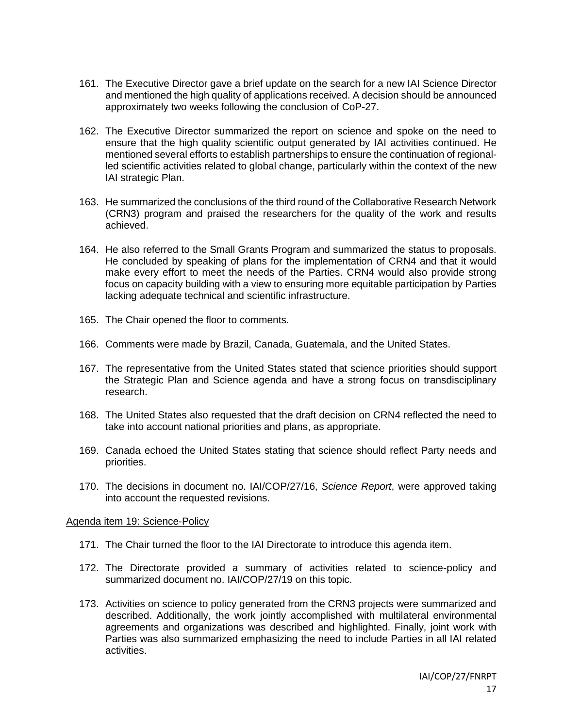161. The Executive Director gave a brief update on the search for a new IAI Science Director and mentioned the high quality of applications received. A decision should be announced approximately two weeks following the conclusion of CoP-27.

162. The Executive Director summarized the report on science and spoke on the need to ensure that the high quality scientific output generated by IAI activities continued. He mentioned several efforts to establish partnerships to ensure the continuation of regional-led scientific activities related to global change, particularly within the context of the new IAI strategic Plan.

163. He summarized the conclusions of the third round of the Collaborative Research Network (CRN3) program and praised the researchers for the quality of the work and results achieved.

164. He also referred to the Small Grants Program and summarized the status to proposals. He concluded by speaking of plans for the implementation of CRN4 and that it would make every effort to meet the needs of the Parties. CRN4 would also provide strong focus on capacity building with a view to ensuring more equitable participation by Parties lacking adequate technical and scientific infrastructure.

165. The Chair opened the floor to comments.

166. Comments were made by Brazil, Canada, Guatemala, and the United States.

167. The representative from the United States stated that science priorities should support the Strategic Plan and Science agenda and have a strong focus on transdisciplinary research.

168. The United States also requested that the draft decision on CRN4 reflected the need to take into account national priorities and plans, as appropriate.

169. Canada echoed the United States stating that science should reflect Party needs and priorities.

170. The decisions in document no. IAI/COP/27/16, *Science Report*, were approved taking into account the requested revisions.

Agenda item 19: Science-Policy

171. The Chair turned the floor to the IAI Directorate to introduce this agenda item.

172. The Directorate provided a summary of activities related to science-policy and summarized document no. IAI/COP/27/19 on this topic.

173. Activities on science to policy generated from the CRN3 projects were summarized and described. Additionally, the work jointly accomplished with multilateral environmental agreements and organizations was described and highlighted. Finally, joint work with Parties was also summarized emphasizing the need to include Parties in all IAI related activities.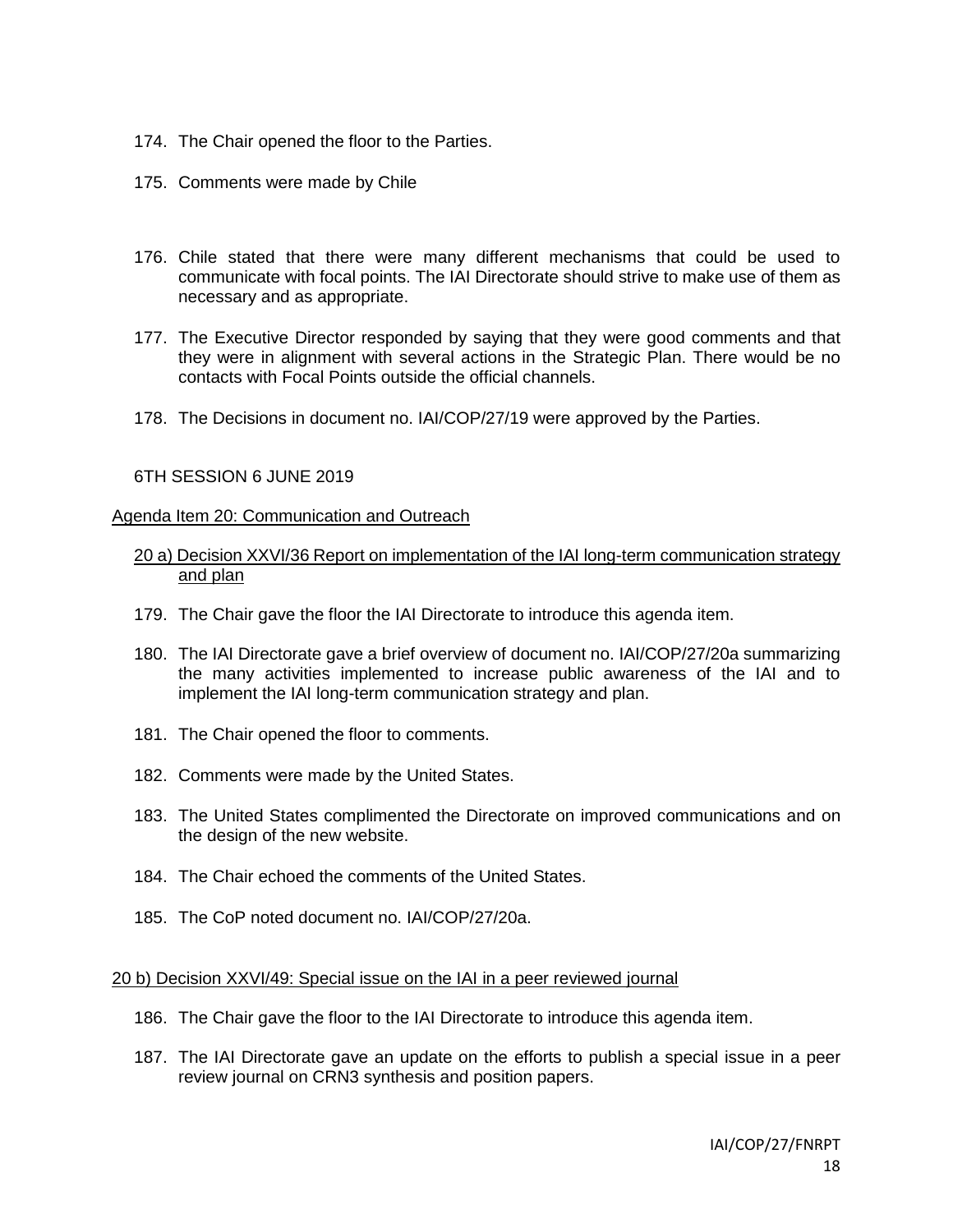174. The Chair opened the floor to the Parties.

175. Comments were made by Chile

176. Chile stated that there were many different mechanisms that could be used to communicate with focal points. The IAI Directorate should strive to make use of them as necessary and as appropriate.

177. The Executive Director responded by saying that they were good comments and that they were in alignment with several actions in the Strategic Plan. There would be no contacts with Focal Points outside the official channels.

178. The Decisions in document no. IAI/COP/27/19 were approved by the Parties.

6TH SESSION 6 JUNE 2019

## Agenda Item 20: Communication and Outreach

### 20 a) Decision XXVI/36 Report on implementation of the IAI long-term communication strategy and plan

179. The Chair gave the floor the IAI Directorate to introduce this agenda item.

180. The IAI Directorate gave a brief overview of document no. IAI/COP/27/20a summarizing the many activities implemented to increase public awareness of the IAI and to implement the IAI long-term communication strategy and plan.

181. The Chair opened the floor to comments.

182. Comments were made by the United States.

183. The United States complimented the Directorate on improved communications and on the design of the new website.

184. The Chair echoed the comments of the United States.

185. The CoP noted document no. IAI/COP/27/20a.

### 20 b) Decision XXVI/49: Special issue on the IAI in a peer reviewed journal

186. The Chair gave the floor to the IAI Directorate to introduce this agenda item.

187. The IAI Directorate gave an update on the efforts to publish a special issue in a peer review journal on CRN3 synthesis and position papers.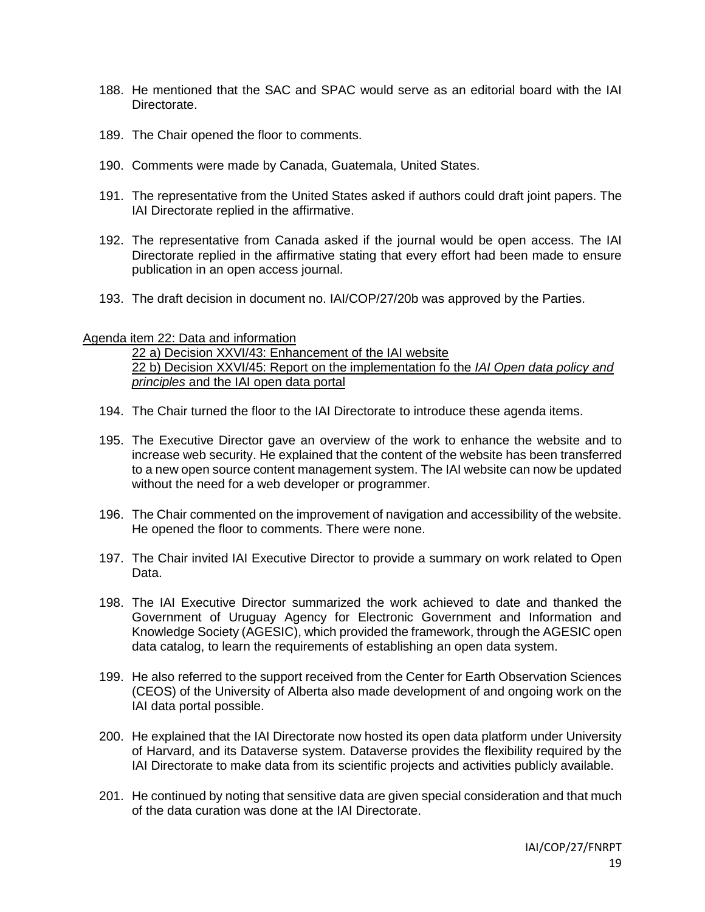188. He mentioned that the SAC and SPAC would serve as an editorial board with the IAI Directorate.

189. The Chair opened the floor to comments.

190. Comments were made by Canada, Guatemala, United States.

191. The representative from the United States asked if authors could draft joint papers. The IAI Directorate replied in the affirmative.

192. The representative from Canada asked if the journal would be open access. The IAI Directorate replied in the affirmative stating that every effort had been made to ensure publication in an open access journal.

193. The draft decision in document no. IAI/COP/27/20b was approved by the Parties.

Agenda item 22: Data and information

22 a) Decision XXVI/43: Enhancement of the IAI website

22 b) Decision XXVI/45: Report on the implementation fo the *IAI Open data policy and principles* and the IAI open data portal

194. The Chair turned the floor to the IAI Directorate to introduce these agenda items.

195. The Executive Director gave an overview of the work to enhance the website and to increase web security. He explained that the content of the website has been transferred to a new open source content management system. The IAI website can now be updated without the need for a web developer or programmer.

196. The Chair commented on the improvement of navigation and accessibility of the website. He opened the floor to comments. There were none.

197. The Chair invited IAI Executive Director to provide a summary on work related to Open Data.

198. The IAI Executive Director summarized the work achieved to date and thanked the Government of Uruguay Agency for Electronic Government and Information and Knowledge Society (AGESIC), which provided the framework, through the AGESIC open data catalog, to learn the requirements of establishing an open data system.

199. He also referred to the support received from the Center for Earth Observation Sciences (CEOS) of the University of Alberta also made development of and ongoing work on the IAI data portal possible.

200. He explained that the IAI Directorate now hosted its open data platform under University of Harvard, and its Dataverse system. Dataverse provides the flexibility required by the IAI Directorate to make data from its scientific projects and activities publicly available.

201. He continued by noting that sensitive data are given special consideration and that much of the data curation was done at the IAI Directorate.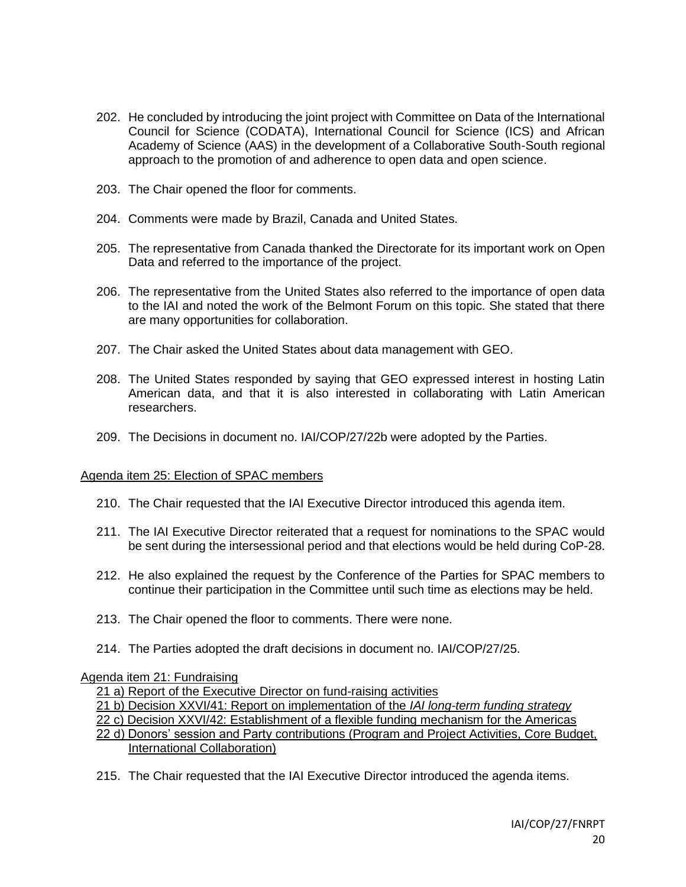202. He concluded by introducing the joint project with Committee on Data of the International Council for Science (CODATA), International Council for Science (ICS) and African Academy of Science (AAS) in the development of a Collaborative South-South regional approach to the promotion of and adherence to open data and open science.

203. The Chair opened the floor for comments.

204. Comments were made by Brazil, Canada and United States.

205. The representative from Canada thanked the Directorate for its important work on Open Data and referred to the importance of the project.

206. The representative from the United States also referred to the importance of open data to the IAI and noted the work of the Belmont Forum on this topic. She stated that there are many opportunities for collaboration.

207. The Chair asked the United States about data management with GEO.

208. The United States responded by saying that GEO expressed interest in hosting Latin American data, and that it is also interested in collaborating with Latin American researchers.

209. The Decisions in document no. IAI/COP/27/22b were adopted by the Parties.

Agenda item 25: Election of SPAC members

210. The Chair requested that the IAI Executive Director introduced this agenda item.

211. The IAI Executive Director reiterated that a request for nominations to the SPAC would be sent during the intersessional period and that elections would be held during CoP-28.

212. He also explained the request by the Conference of the Parties for SPAC members to continue their participation in the Committee until such time as elections may be held.

213. The Chair opened the floor to comments. There were none.

214. The Parties adopted the draft decisions in document no. IAI/COP/27/25.

Agenda item 21: Fundraising

21 a) Report of the Executive Director on fund-raising activities

21 b) Decision XXVI/41: Report on implementation of the *IAI long-term funding strategy*

22 c) Decision XXVI/42: Establishment of a flexible funding mechanism for the Americas

22 d) Donors' session and Party contributions (Program and Project Activities, Core Budget, International Collaboration)

215. The Chair requested that the IAI Executive Director introduced the agenda items.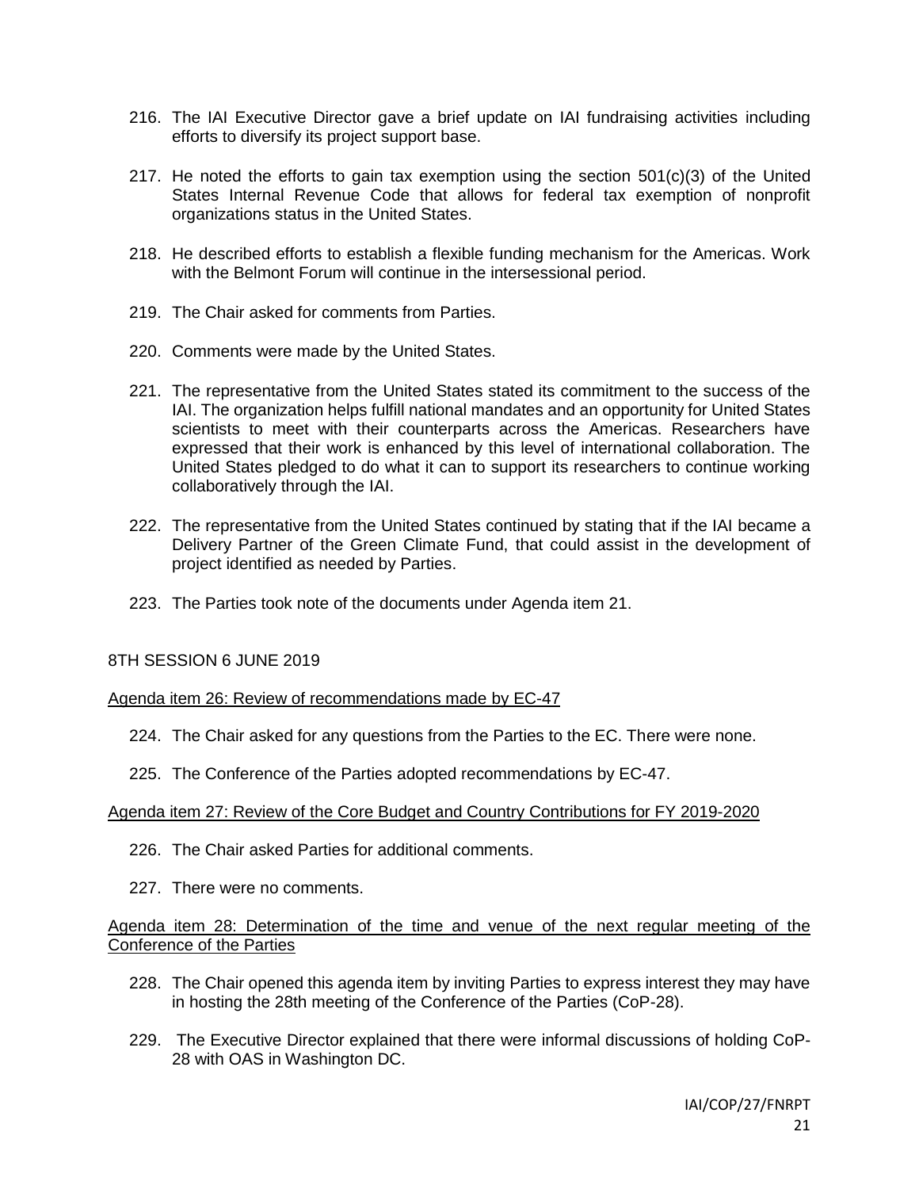216. The IAI Executive Director gave a brief update on IAI fundraising activities including efforts to diversify its project support base.

217. He noted the efforts to gain tax exemption using the section 501(c)(3) of the United States Internal Revenue Code that allows for federal tax exemption of nonprofit organizations status in the United States.

218. He described efforts to establish a flexible funding mechanism for the Americas. Work with the Belmont Forum will continue in the intersessional period.

219. The Chair asked for comments from Parties.

220. Comments were made by the United States.

221. The representative from the United States stated its commitment to the success of the IAI. The organization helps fulfill national mandates and an opportunity for United States scientists to meet with their counterparts across the Americas. Researchers have expressed that their work is enhanced by this level of international collaboration. The United States pledged to do what it can to support its researchers to continue working collaboratively through the IAI.

222. The representative from the United States continued by stating that if the IAI became a Delivery Partner of the Green Climate Fund, that could assist in the development of project identified as needed by Parties.

223. The Parties took note of the documents under Agenda item 21.

8TH SESSION 6 JUNE 2019

Agenda item 26: Review of recommendations made by EC-47

224. The Chair asked for any questions from the Parties to the EC. There were none.

225. The Conference of the Parties adopted recommendations by EC-47.

Agenda item 27: Review of the Core Budget and Country Contributions for FY 2019-2020

226. The Chair asked Parties for additional comments.

227. There were no comments.

Agenda item 28: Determination of the time and venue of the next regular meeting of the Conference of the Parties

228. The Chair opened this agenda item by inviting Parties to express interest they may have in hosting the 28th meeting of the Conference of the Parties (CoP-28).

229. The Executive Director explained that there were informal discussions of holding CoP-28 with OAS in Washington DC.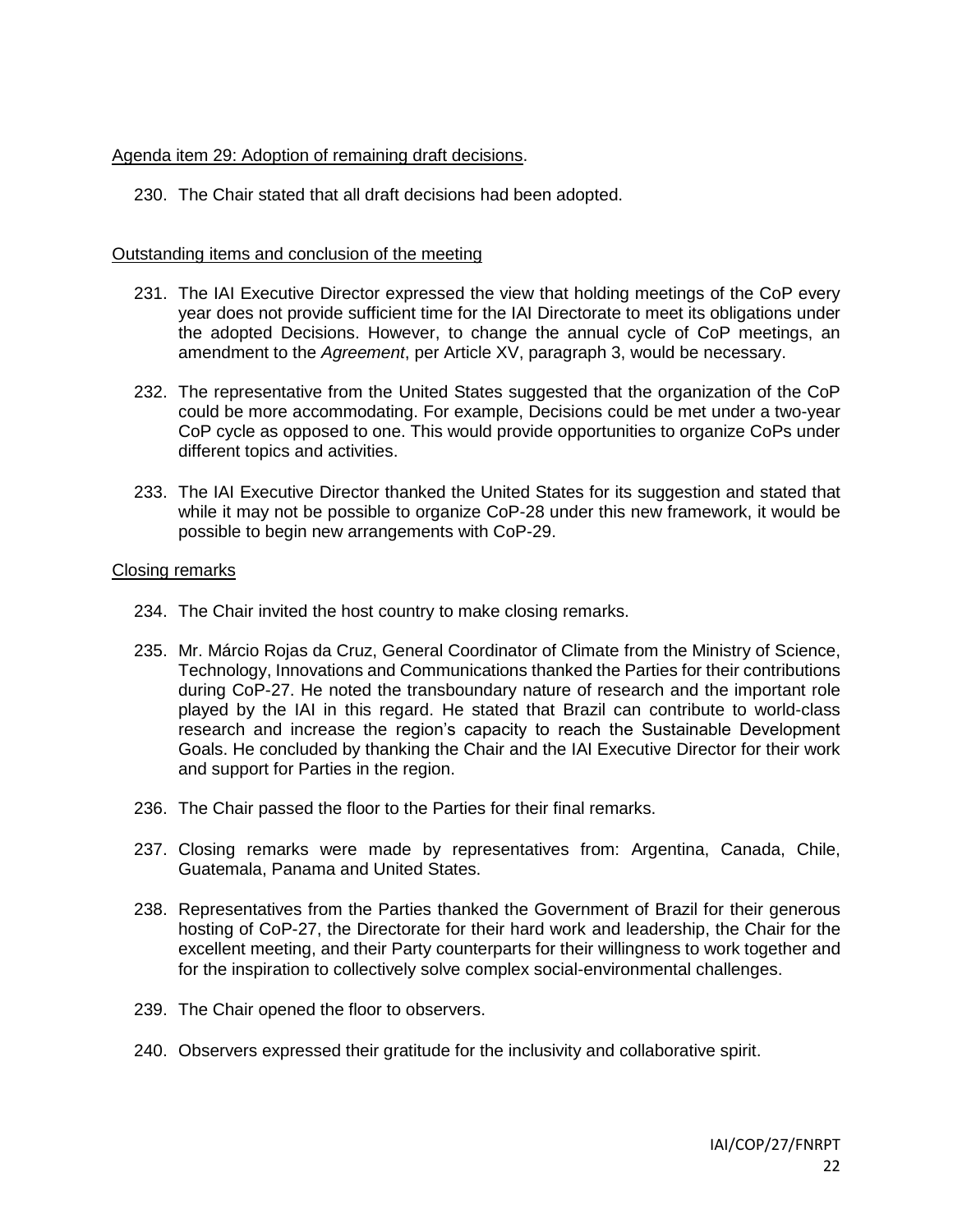Agenda item 29: Adoption of remaining draft decisions.

230. The Chair stated that all draft decisions had been adopted.

Outstanding items and conclusion of the meeting

231. The IAI Executive Director expressed the view that holding meetings of the CoP every year does not provide sufficient time for the IAI Directorate to meet its obligations under the adopted Decisions. However, to change the annual cycle of CoP meetings, an amendment to the *Agreement*, per Article XV, paragraph 3, would be necessary.

232. The representative from the United States suggested that the organization of the CoP could be more accommodating. For example, Decisions could be met under a two-year CoP cycle as opposed to one. This would provide opportunities to organize CoPs under different topics and activities.

233. The IAI Executive Director thanked the United States for its suggestion and stated that while it may not be possible to organize CoP-28 under this new framework, it would be possible to begin new arrangements with CoP-29.

Closing remarks

234. The Chair invited the host country to make closing remarks.

235. Mr. Márcio Rojas da Cruz, General Coordinator of Climate from the Ministry of Science, Technology, Innovations and Communications thanked the Parties for their contributions during CoP-27. He noted the transboundary nature of research and the important role played by the IAI in this regard. He stated that Brazil can contribute to world-class research and increase the region's capacity to reach the Sustainable Development Goals. He concluded by thanking the Chair and the IAI Executive Director for their work and support for Parties in the region.

236. The Chair passed the floor to the Parties for their final remarks.

237. Closing remarks were made by representatives from: Argentina, Canada, Chile, Guatemala, Panama and United States.

238. Representatives from the Parties thanked the Government of Brazil for their generous hosting of CoP-27, the Directorate for their hard work and leadership, the Chair for the excellent meeting, and their Party counterparts for their willingness to work together and for the inspiration to collectively solve complex social-environmental challenges.

239. The Chair opened the floor to observers.

240. Observers expressed their gratitude for the inclusivity and collaborative spirit.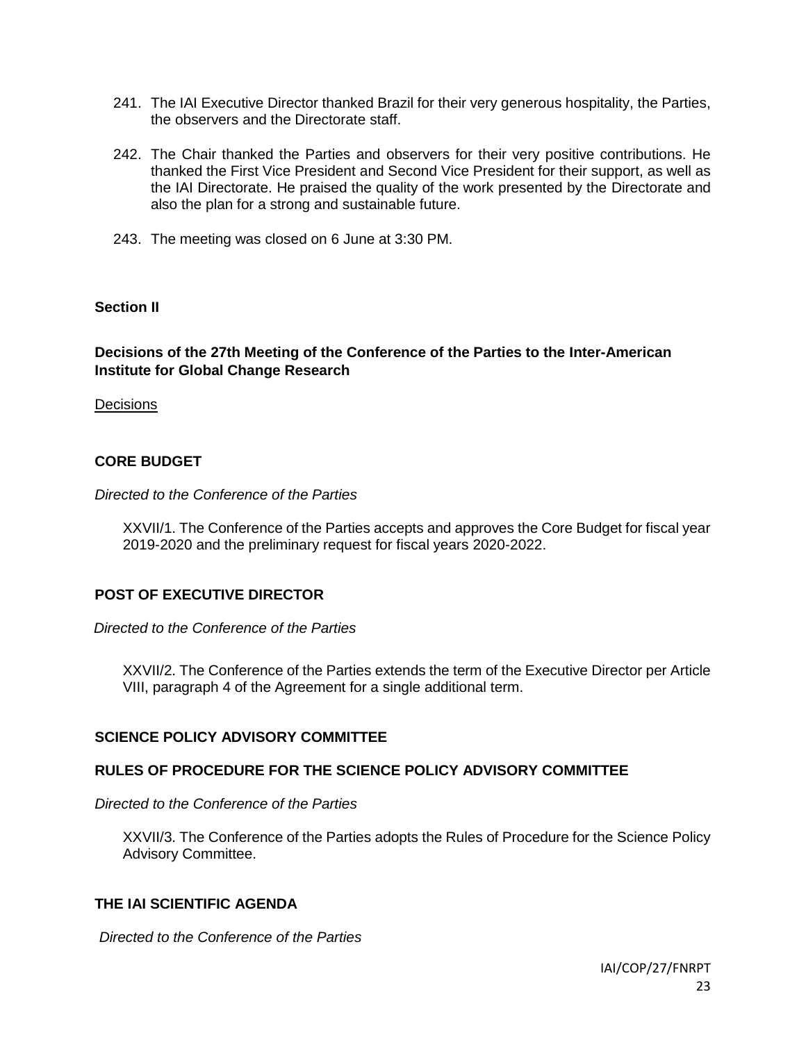241. The IAI Executive Director thanked Brazil for their very generous hospitality, the Parties, the observers and the Directorate staff.

242. The Chair thanked the Parties and observers for their very positive contributions. He thanked the First Vice President and Second Vice President for their support, as well as the IAI Directorate. He praised the quality of the work presented by the Directorate and also the plan for a strong and sustainable future.

243. The meeting was closed on 6 June at 3:30 PM.

## Section II

## Decisions of the 27th Meeting of the Conference of the Parties to the Inter-American Institute for Global Change Research

Decisions

### CORE BUDGET

*Directed to the Conference of the Parties*

XXVII/1. The Conference of the Parties accepts and approves the Core Budget for fiscal year 2019-2020 and the preliminary request for fiscal years 2020-2022.

### POST OF EXECUTIVE DIRECTOR

*Directed to the Conference of the Parties*

XXVII/2. The Conference of the Parties extends the term of the Executive Director per Article VIII, paragraph 4 of the Agreement for a single additional term.

### SCIENCE POLICY ADVISORY COMMITTEE

### RULES OF PROCEDURE FOR THE SCIENCE POLICY ADVISORY COMMITTEE

*Directed to the Conference of the Parties*

XXVII/3. The Conference of the Parties adopts the Rules of Procedure for the Science Policy Advisory Committee.

### THE IAI SCIENTIFIC AGENDA

*Directed to the Conference of the Parties*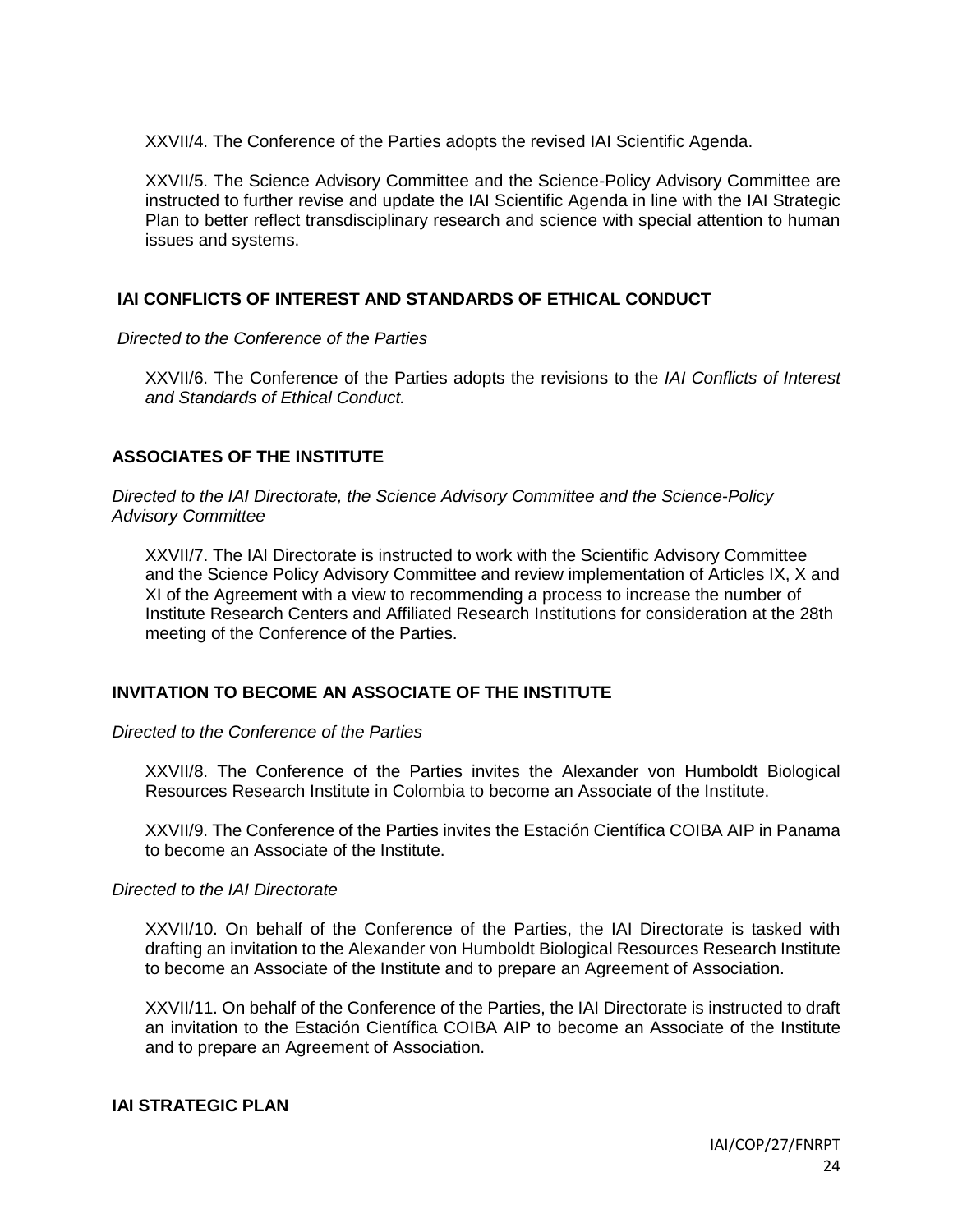XXVII/4. The Conference of the Parties adopts the revised IAI Scientific Agenda.

XXVII/5. The Science Advisory Committee and the Science-Policy Advisory Committee are instructed to further revise and update the IAI Scientific Agenda in line with the IAI Strategic Plan to better reflect transdisciplinary research and science with special attention to human issues and systems.

## IAI CONFLICTS OF INTEREST AND STANDARDS OF ETHICAL CONDUCT

*Directed to the Conference of the Parties*

XXVII/6. The Conference of the Parties adopts the revisions to the *IAI Conflicts of Interest and Standards of Ethical Conduct.*

## ASSOCIATES OF THE INSTITUTE

*Directed to the IAI Directorate, the Science Advisory Committee and the Science-Policy Advisory Committee*

XXVII/7. The IAI Directorate is instructed to work with the Scientific Advisory Committee and the Science Policy Advisory Committee and review implementation of Articles IX, X and XI of the Agreement with a view to recommending a process to increase the number of Institute Research Centers and Affiliated Research Institutions for consideration at the 28th meeting of the Conference of the Parties.

## INVITATION TO BECOME AN ASSOCIATE OF THE INSTITUTE

*Directed to the Conference of the Parties*

XXVII/8. The Conference of the Parties invites the Alexander von Humboldt Biological Resources Research Institute in Colombia to become an Associate of the Institute.

XXVII/9. The Conference of the Parties invites the Estación Científica COIBA AIP in Panama to become an Associate of the Institute.

*Directed to the IAI Directorate*

XXVII/10. On behalf of the Conference of the Parties, the IAI Directorate is tasked with drafting an invitation to the Alexander von Humboldt Biological Resources Research Institute to become an Associate of the Institute and to prepare an Agreement of Association.

XXVII/11. On behalf of the Conference of the Parties, the IAI Directorate is instructed to draft an invitation to the Estación Científica COIBA AIP to become an Associate of the Institute and to prepare an Agreement of Association.

## IAI STRATEGIC PLAN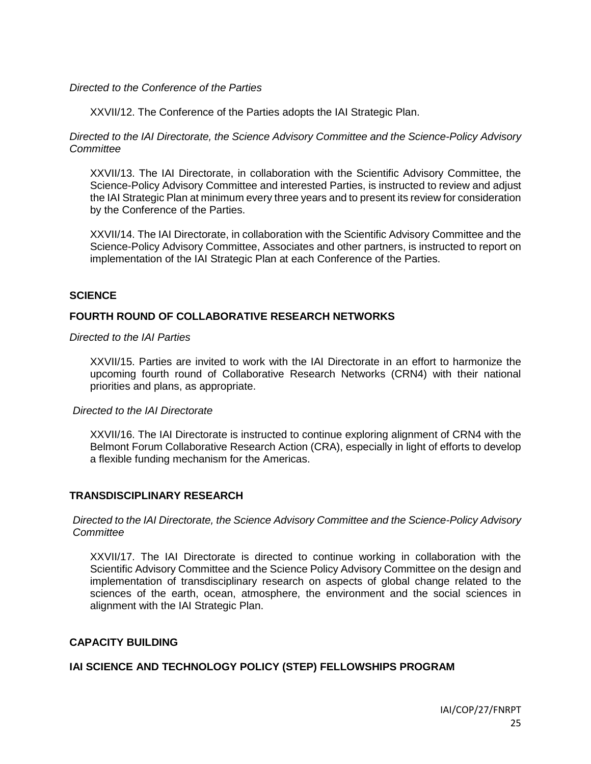*Directed to the Conference of the Parties*

XXVII/12. The Conference of the Parties adopts the IAI Strategic Plan.

*Directed to the IAI Directorate, the Science Advisory Committee and the Science-Policy Advisory Committee*

XXVII/13. The IAI Directorate, in collaboration with the Scientific Advisory Committee, the Science-Policy Advisory Committee and interested Parties, is instructed to review and adjust the IAI Strategic Plan at minimum every three years and to present its review for consideration by the Conference of the Parties.

XXVII/14. The IAI Directorate, in collaboration with the Scientific Advisory Committee and the Science-Policy Advisory Committee, Associates and other partners, is instructed to report on implementation of the IAI Strategic Plan at each Conference of the Parties.

## SCIENCE

### FOURTH ROUND OF COLLABORATIVE RESEARCH NETWORKS

*Directed to the IAI Parties*

XXVII/15. Parties are invited to work with the IAI Directorate in an effort to harmonize the upcoming fourth round of Collaborative Research Networks (CRN4) with their national priorities and plans, as appropriate.

*Directed to the IAI Directorate*

XXVII/16. The IAI Directorate is instructed to continue exploring alignment of CRN4 with the Belmont Forum Collaborative Research Action (CRA), especially in light of efforts to develop a flexible funding mechanism for the Americas.

### TRANSDISCIPLINARY RESEARCH

*Directed to the IAI Directorate, the Science Advisory Committee and the Science-Policy Advisory Committee*

XXVII/17. The IAI Directorate is directed to continue working in collaboration with the Scientific Advisory Committee and the Science Policy Advisory Committee on the design and implementation of transdisciplinary research on aspects of global change related to the sciences of the earth, ocean, atmosphere, the environment and the social sciences in alignment with the IAI Strategic Plan.

## CAPACITY BUILDING

### IAI SCIENCE AND TECHNOLOGY POLICY (STEP) FELLOWSHIPS PROGRAM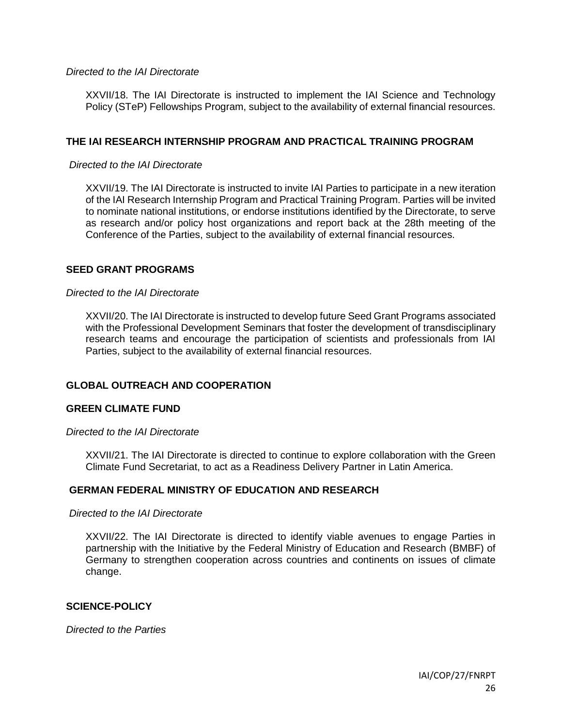*Directed to the IAI Directorate*

XXVII/18. The IAI Directorate is instructed to implement the IAI Science and Technology Policy (STeP) Fellowships Program, subject to the availability of external financial resources.

## THE IAI RESEARCH INTERNSHIP PROGRAM AND PRACTICAL TRAINING PROGRAM

*Directed to the IAI Directorate*

XXVII/19. The IAI Directorate is instructed to invite IAI Parties to participate in a new iteration of the IAI Research Internship Program and Practical Training Program. Parties will be invited to nominate national institutions, or endorse institutions identified by the Directorate, to serve as research and/or policy host organizations and report back at the 28th meeting of the Conference of the Parties, subject to the availability of external financial resources.

## SEED GRANT PROGRAMS

*Directed to the IAI Directorate*

XXVII/20. The IAI Directorate is instructed to develop future Seed Grant Programs associated with the Professional Development Seminars that foster the development of transdisciplinary research teams and encourage the participation of scientists and professionals from IAI Parties, subject to the availability of external financial resources.

## GLOBAL OUTREACH AND COOPERATION

## GREEN CLIMATE FUND

*Directed to the IAI Directorate*

XXVII/21. The IAI Directorate is directed to continue to explore collaboration with the Green Climate Fund Secretariat, to act as a Readiness Delivery Partner in Latin America.

## GERMAN FEDERAL MINISTRY OF EDUCATION AND RESEARCH

*Directed to the IAI Directorate*

XXVII/22. The IAI Directorate is directed to identify viable avenues to engage Parties in partnership with the Initiative by the Federal Ministry of Education and Research (BMBF) of Germany to strengthen cooperation across countries and continents on issues of climate change.

## SCIENCE-POLICY

*Directed to the Parties*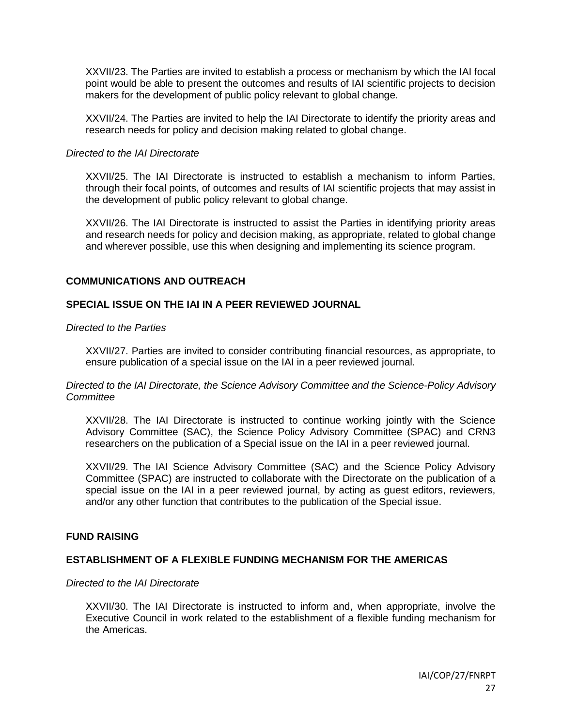XXVII/23. The Parties are invited to establish a process or mechanism by which the IAI focal point would be able to present the outcomes and results of IAI scientific projects to decision makers for the development of public policy relevant to global change.

XXVII/24. The Parties are invited to help the IAI Directorate to identify the priority areas and research needs for policy and decision making related to global change.

*Directed to the IAI Directorate*

XXVII/25. The IAI Directorate is instructed to establish a mechanism to inform Parties, through their focal points, of outcomes and results of IAI scientific projects that may assist in the development of public policy relevant to global change.

XXVII/26. The IAI Directorate is instructed to assist the Parties in identifying priority areas and research needs for policy and decision making, as appropriate, related to global change and wherever possible, use this when designing and implementing its science program.

**COMMUNICATIONS AND OUTREACH**

**SPECIAL ISSUE ON THE IAI IN A PEER REVIEWED JOURNAL**

*Directed to the Parties*

XXVII/27. Parties are invited to consider contributing financial resources, as appropriate, to ensure publication of a special issue on the IAI in a peer reviewed journal.

*Directed to the IAI Directorate, the Science Advisory Committee and the Science-Policy Advisory Committee*

XXVII/28. The IAI Directorate is instructed to continue working jointly with the Science Advisory Committee (SAC), the Science Policy Advisory Committee (SPAC) and CRN3 researchers on the publication of a Special issue on the IAI in a peer reviewed journal.

XXVII/29. The IAI Science Advisory Committee (SAC) and the Science Policy Advisory Committee (SPAC) are instructed to collaborate with the Directorate on the publication of a special issue on the IAI in a peer reviewed journal, by acting as guest editors, reviewers, and/or any other function that contributes to the publication of the Special issue.

**FUND RAISING**

**ESTABLISHMENT OF A FLEXIBLE FUNDING MECHANISM FOR THE AMERICAS**

*Directed to the IAI Directorate*

XXVII/30. The IAI Directorate is instructed to inform and, when appropriate, involve the Executive Council in work related to the establishment of a flexible funding mechanism for the Americas.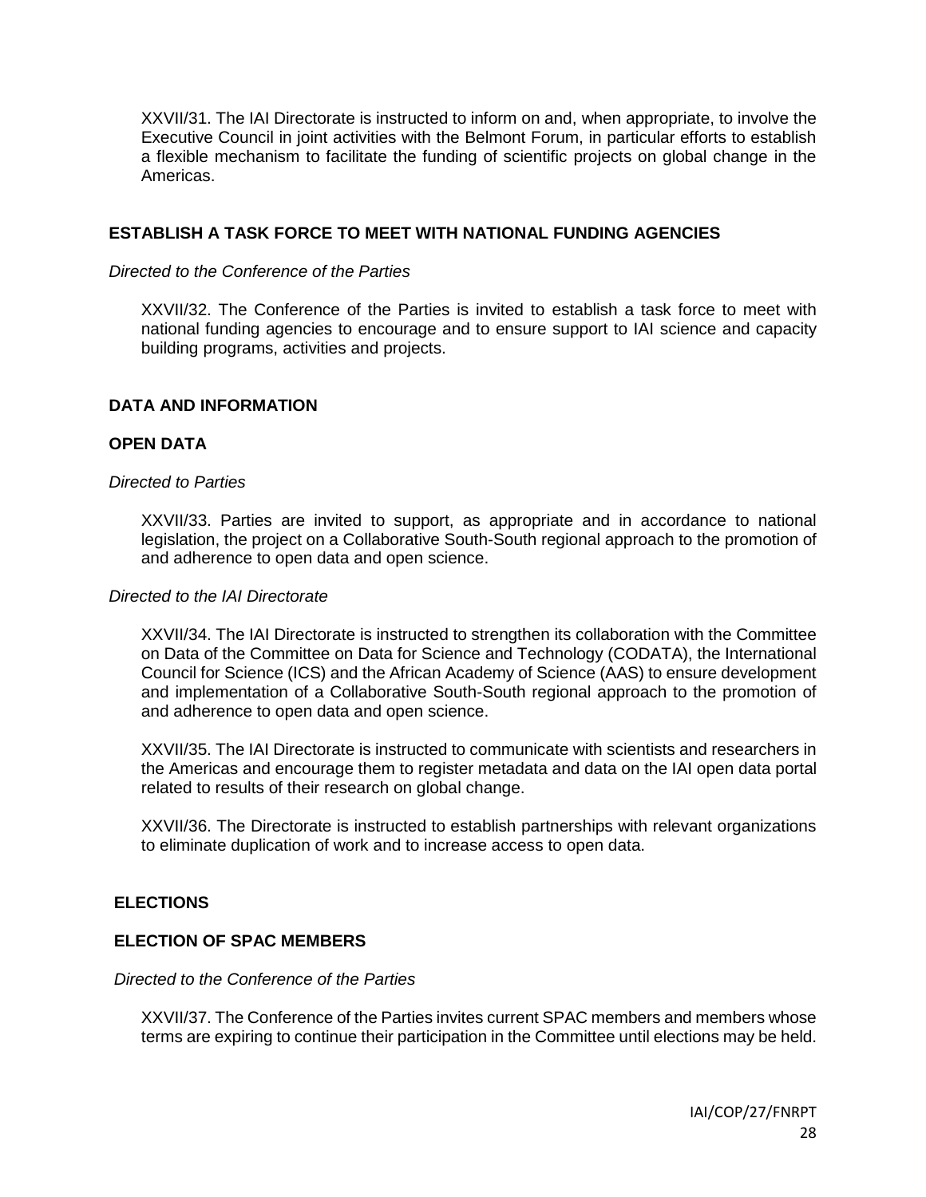XXVII/31. The IAI Directorate is instructed to inform on and, when appropriate, to involve the Executive Council in joint activities with the Belmont Forum, in particular efforts to establish a flexible mechanism to facilitate the funding of scientific projects on global change in the Americas.

### ESTABLISH A TASK FORCE TO MEET WITH NATIONAL FUNDING AGENCIES

*Directed to the Conference of the Parties*

XXVII/32. The Conference of the Parties is invited to establish a task force to meet with national funding agencies to encourage and to ensure support to IAI science and capacity building programs, activities and projects.

### DATA AND INFORMATION

### OPEN DATA

*Directed to Parties*

XXVII/33. Parties are invited to support, as appropriate and in accordance to national legislation, the project on a Collaborative South-South regional approach to the promotion of and adherence to open data and open science.

*Directed to the IAI Directorate*

XXVII/34. The IAI Directorate is instructed to strengthen its collaboration with the Committee on Data of the Committee on Data for Science and Technology (CODATA), the International Council for Science (ICS) and the African Academy of Science (AAS) to ensure development and implementation of a Collaborative South-South regional approach to the promotion of and adherence to open data and open science.

XXVII/35. The IAI Directorate is instructed to communicate with scientists and researchers in the Americas and encourage them to register metadata and data on the IAI open data portal related to results of their research on global change.

XXVII/36. The Directorate is instructed to establish partnerships with relevant organizations to eliminate duplication of work and to increase access to open data.

### ELECTIONS

### ELECTION OF SPAC MEMBERS

*Directed to the Conference of the Parties*

XXVII/37. The Conference of the Parties invites current SPAC members and members whose terms are expiring to continue their participation in the Committee until elections may be held.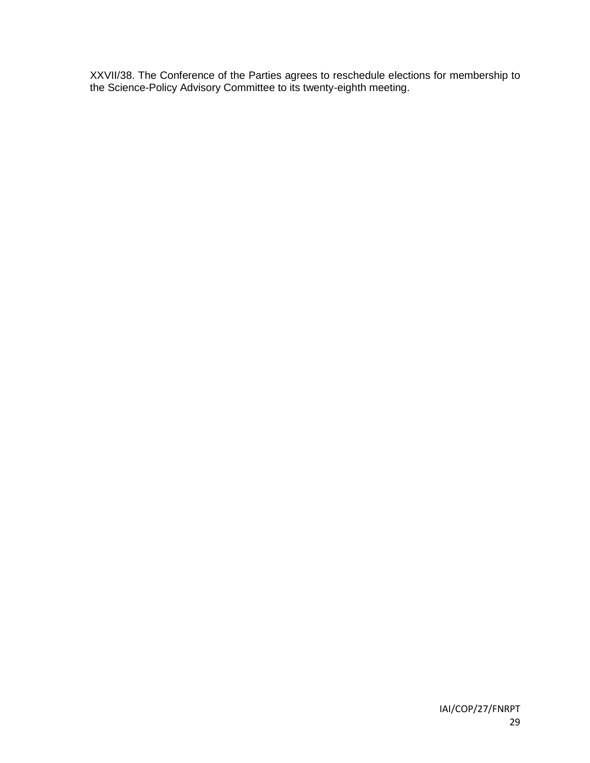XXVII/38. The Conference of the Parties agrees to reschedule elections for membership to the Science-Policy Advisory Committee to its twenty-eighth meeting.